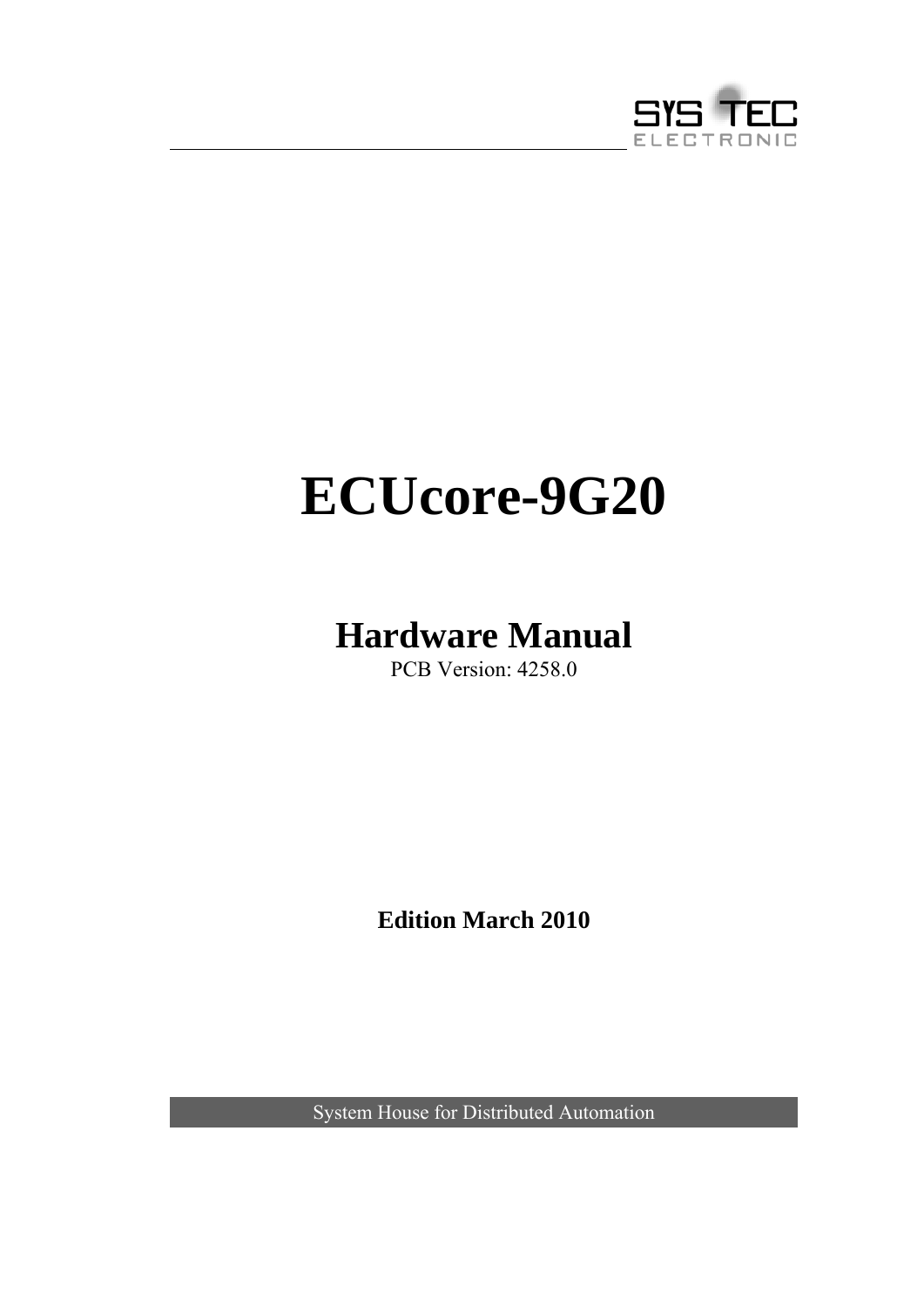SYS TEC ELECTRONIC

# ECUcore-9G20

## Hardware Manual

PCB Version: 4258.0

**Edition March 2010**

System House for Distributed Automation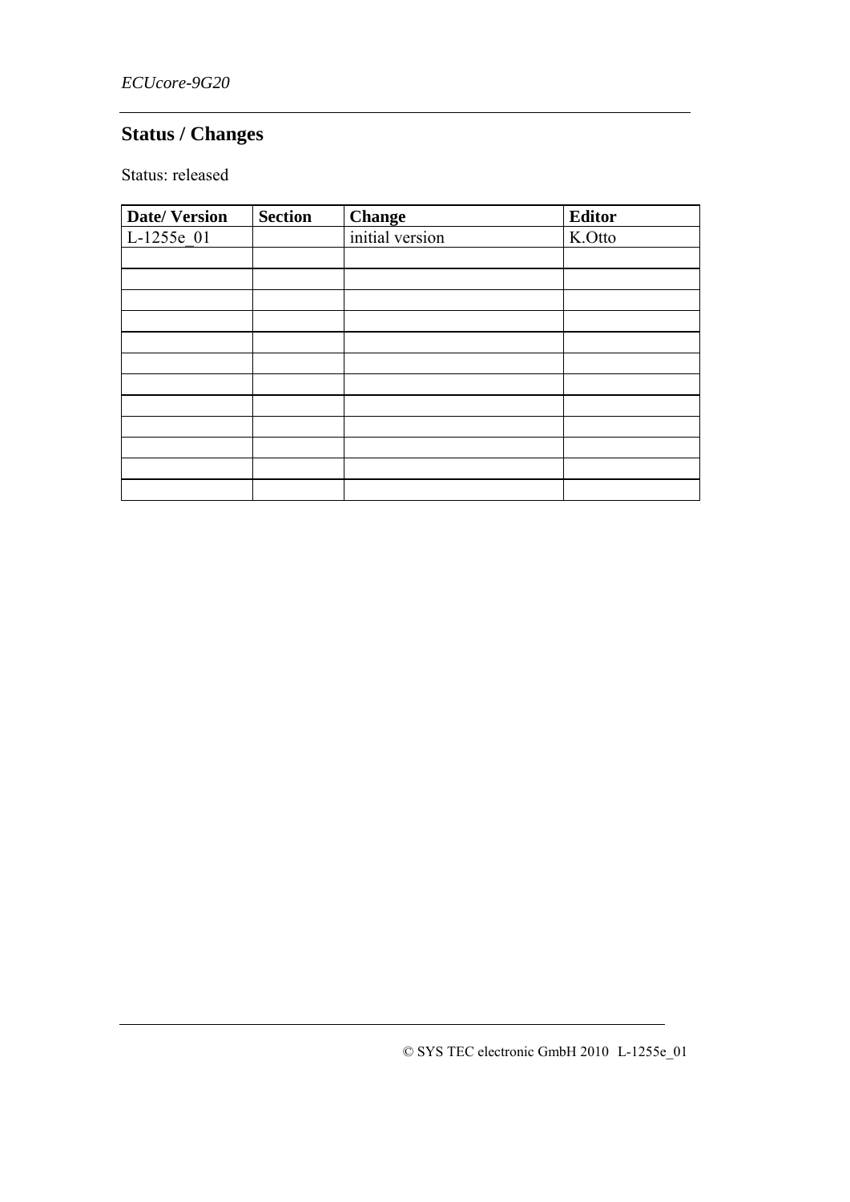## Status / Changes

Status: released

| Date/ Version | Section | Change | Editor |
|---|---|---|---|
| L-1255e_01 | | initial version | K.Otto |
| | | | |
| | | | |
| | | | |
| | | | |
| | | | |
| | | | |
| | | | |
| | | | |
| | | | |
| | | | |
| | | | |
| | | | |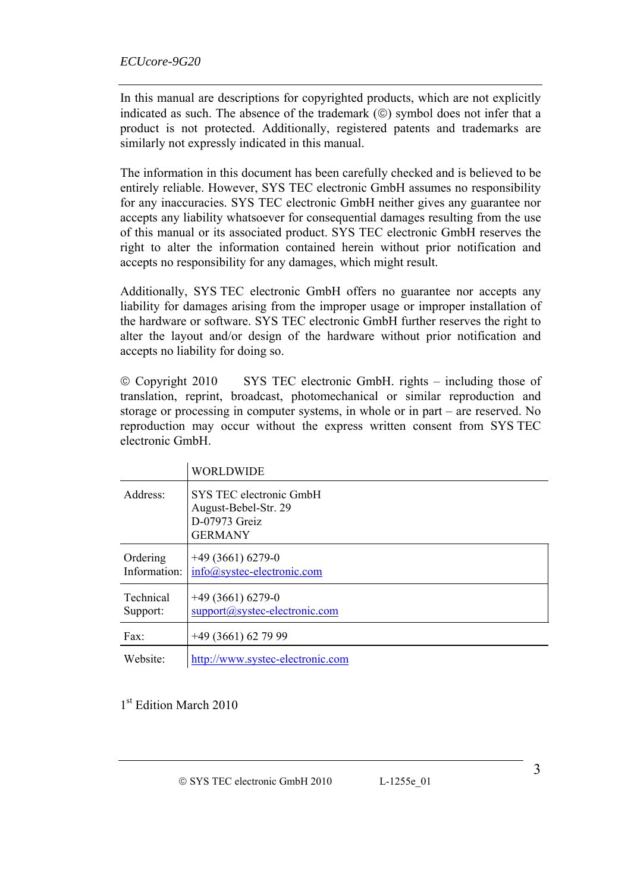In this manual are descriptions for copyrighted products, which are not explicitly indicated as such. The absence of the trademark (©) symbol does not infer that a product is not protected. Additionally, registered patents and trademarks are similarly not expressly indicated in this manual.

The information in this document has been carefully checked and is believed to be entirely reliable. However, SYS TEC electronic GmbH assumes no responsibility for any inaccuracies. SYS TEC electronic GmbH neither gives any guarantee nor accepts any liability whatsoever for consequential damages resulting from the use of this manual or its associated product. SYS TEC electronic GmbH reserves the right to alter the information contained herein without prior notification and accepts no responsibility for any damages, which might result.

Additionally, SYS TEC electronic GmbH offers no guarantee nor accepts any liability for damages arising from the improper usage or improper installation of the hardware or software. SYS TEC electronic GmbH further reserves the right to alter the layout and/or design of the hardware without prior notification and accepts no liability for doing so.

© Copyright 2010 SYS TEC electronic GmbH. rights – including those of translation, reprint, broadcast, photomechanical or similar reproduction and storage or processing in computer systems, in whole or in part – are reserved. No reproduction may occur without the express written consent from SYS TEC electronic GmbH.

| | WORLDWIDE |
|---|---|
| Address: | SYS TEC electronic GmbH<br>August-Bebel-Str. 29<br>D-07973 Greiz<br>GERMANY |
| Ordering Information: | +49 (3661) 6279-0<br>info@systec-electronic.com |
| Technical Support: | +49 (3661) 6279-0<br>support@systec-electronic.com |
| Fax: | +49 (3661) 62 79 99 |
| Website: | http://www.systec-electronic.com |

1st Edition March 2010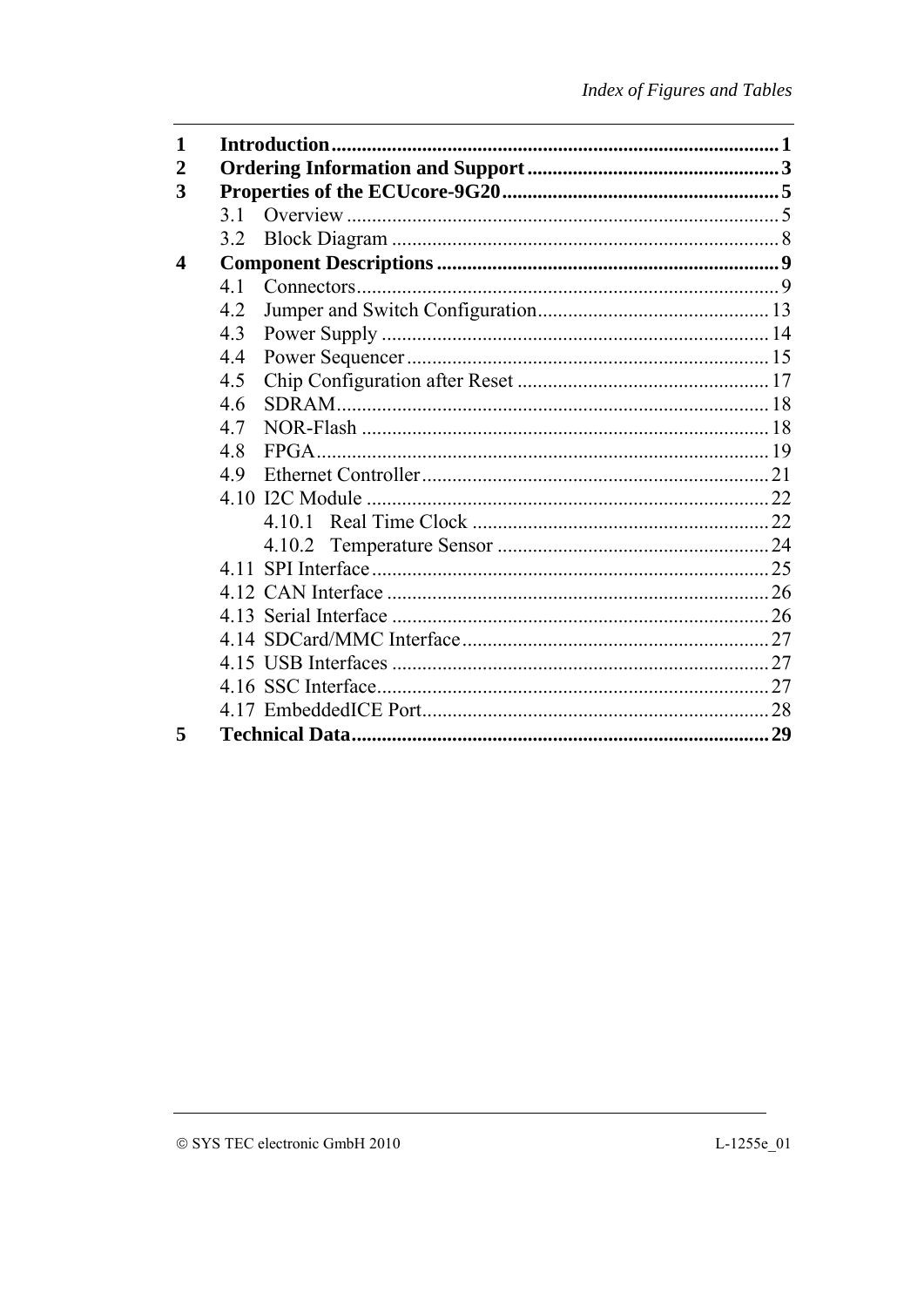| | | |
|---|---|---|
| **1** | **Introduction** | **1** |
| **2** | **Ordering Information and Support** | **3** |
| **3** | **Properties of the ECUcore-9G20** | **5** |
| | 3.1 Overview | 5 |
| | 3.2 Block Diagram | 8 |
| **4** | **Component Descriptions** | **9** |
| | 4.1 Connectors | 9 |
| | 4.2 Jumper and Switch Configuration | 13 |
| | 4.3 Power Supply | 14 |
| | 4.4 Power Sequencer | 15 |
| | 4.5 Chip Configuration after Reset | 17 |
| | 4.6 SDRAM | 18 |
| | 4.7 NOR-Flash | 18 |
| | 4.8 FPGA | 19 |
| | 4.9 Ethernet Controller | 21 |
| | 4.10 I2C Module | 22 |
| | 4.10.1 Real Time Clock | 22 |
| | 4.10.2 Temperature Sensor | 24 |
| | 4.11 SPI Interface | 25 |
| | 4.12 CAN Interface | 26 |
| | 4.13 Serial Interface | 26 |
| | 4.14 SDCard/MMC Interface | 27 |
| | 4.15 USB Interfaces | 27 |
| | 4.16 SSC Interface | 27 |
| | 4.17 EmbeddedICE Port | 28 |
| **5** | **Technical Data** | **29** |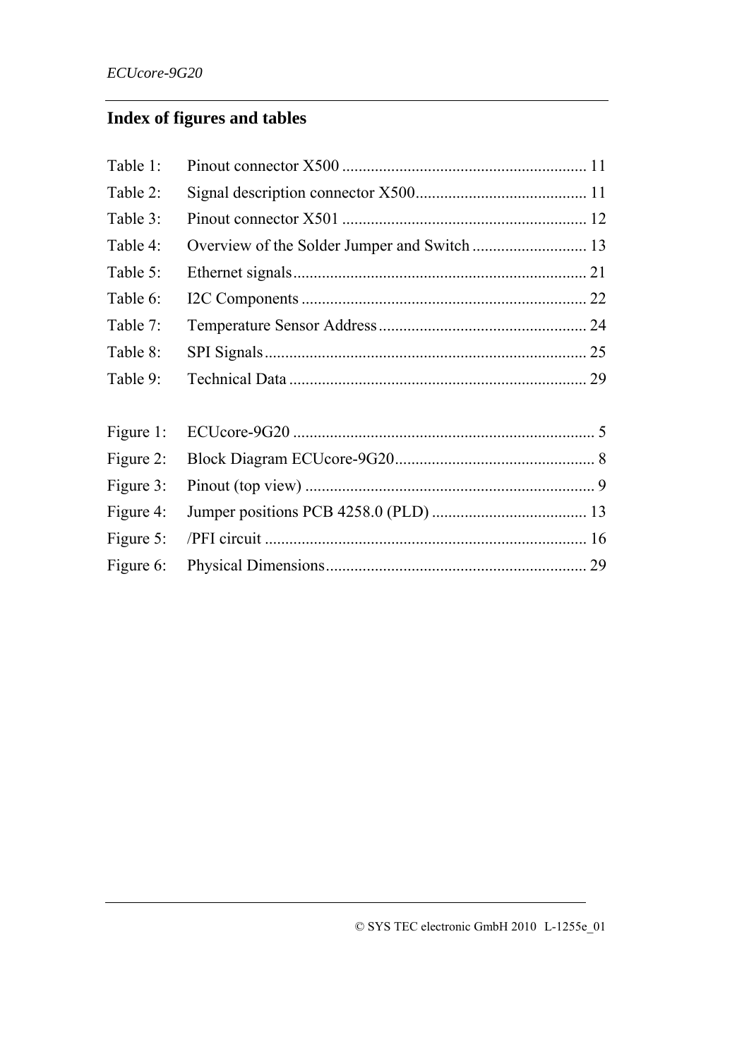# Index of figures and tables

Table 1: Pinout connector X500 ........................................................... 11

Table 2: Signal description connector X500.......................................... 11

Table 3: Pinout connector X501 ........................................................... 12

Table 4: Overview of the Solder Jumper and Switch ............................ 13

Table 5: Ethernet signals....................................................................... 21

Table 6: I2C Components ..................................................................... 22

Table 7: Temperature Sensor Address................................................... 24

Table 8: SPI Signals............................................................................... 25

Table 9: Technical Data ......................................................................... 29

Figure 1: ECUcore-9G20 ......................................................................... 5

Figure 2: Block Diagram ECUcore-9G20................................................. 8

Figure 3: Pinout (top view) ...................................................................... 9

Figure 4: Jumper positions PCB 4258.0 (PLD) ...................................... 13

Figure 5: /PFI circuit .............................................................................. 16

Figure 6: Physical Dimensions................................................................ 29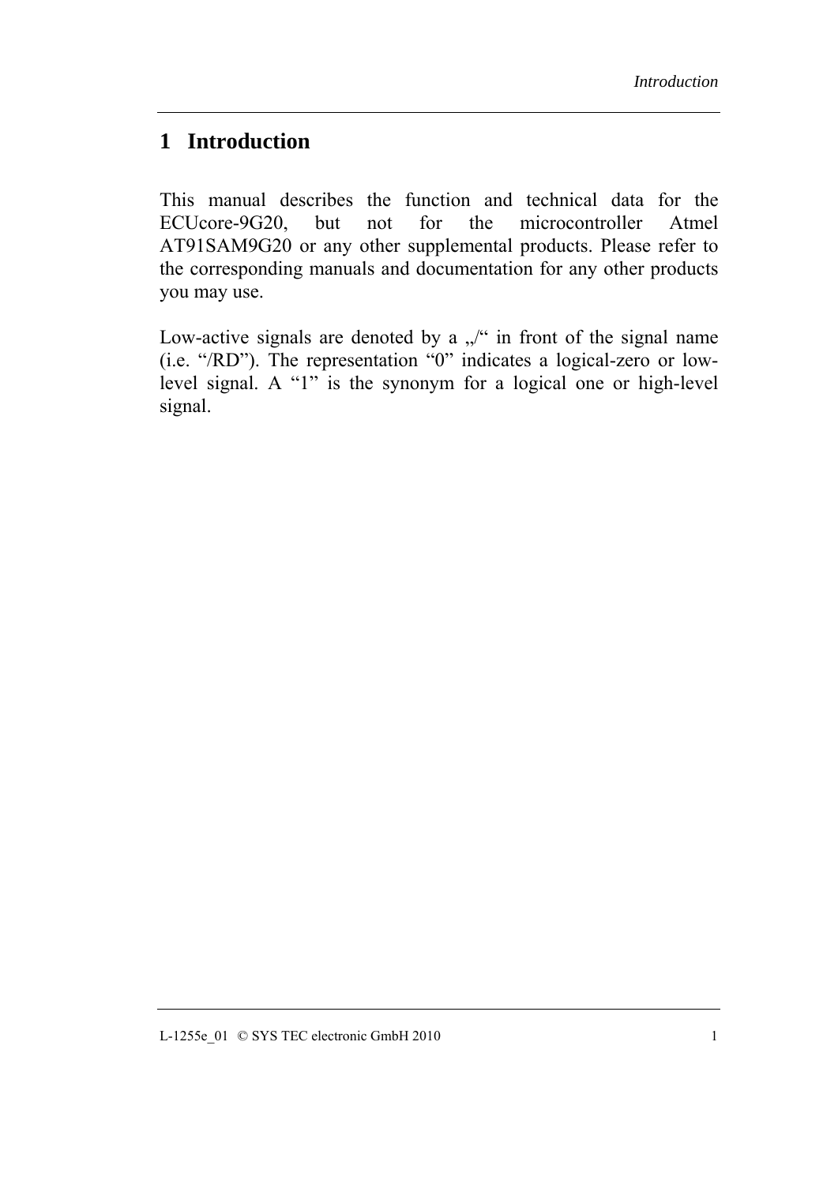# 1 Introduction

This manual describes the function and technical data for the ECUcore-9G20, but not for the microcontroller Atmel AT91SAM9G20 or any other supplemental products. Please refer to the corresponding manuals and documentation for any other products you may use.

Low-active signals are denoted by a „/“ in front of the signal name (i.e. “/RD”). The representation “0” indicates a logical-zero or low-level signal. A “1” is the synonym for a logical one or high-level signal.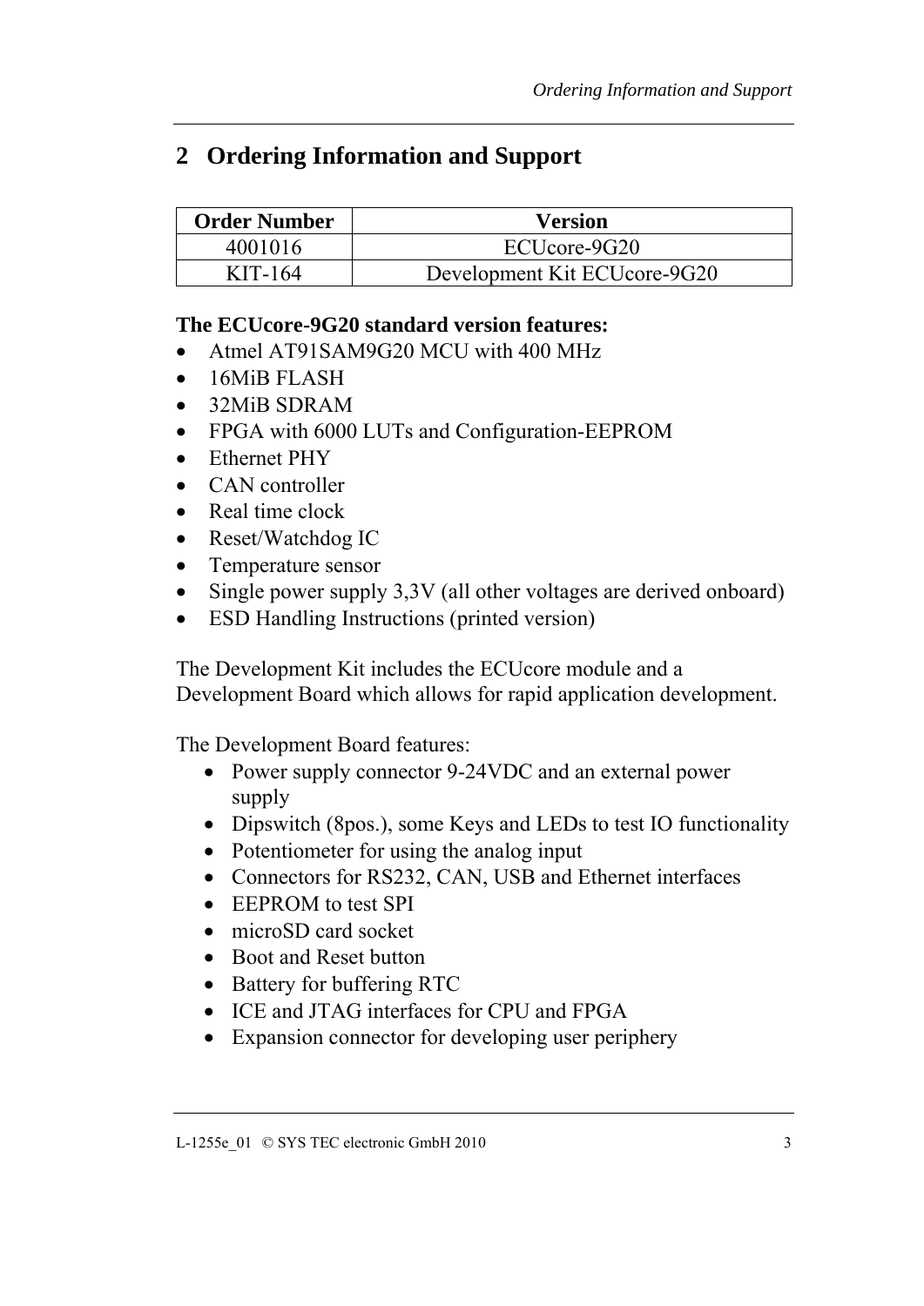# 2 Ordering Information and Support

| Order Number | Version |
|---|---|
| 4001016 | ECUcore-9G20 |
| KIT-164 | Development Kit ECUcore-9G20 |

**The ECUcore-9G20 standard version features:**

- Atmel AT91SAM9G20 MCU with 400 MHz
- 16MiB FLASH
- 32MiB SDRAM
- FPGA with 6000 LUTs and Configuration-EEPROM
- Ethernet PHY
- CAN controller
- Real time clock
- Reset/Watchdog IC
- Temperature sensor
- Single power supply 3,3V (all other voltages are derived onboard)
- ESD Handling Instructions (printed version)

The Development Kit includes the ECUcore module and a Development Board which allows for rapid application development.

The Development Board features:

- Power supply connector 9-24VDC and an external power supply
- Dipswitch (8pos.), some Keys and LEDs to test IO functionality
- Potentiometer for using the analog input
- Connectors for RS232, CAN, USB and Ethernet interfaces
- EEPROM to test SPI
- microSD card socket
- Boot and Reset button
- Battery for buffering RTC
- ICE and JTAG interfaces for CPU and FPGA
- Expansion connector for developing user periphery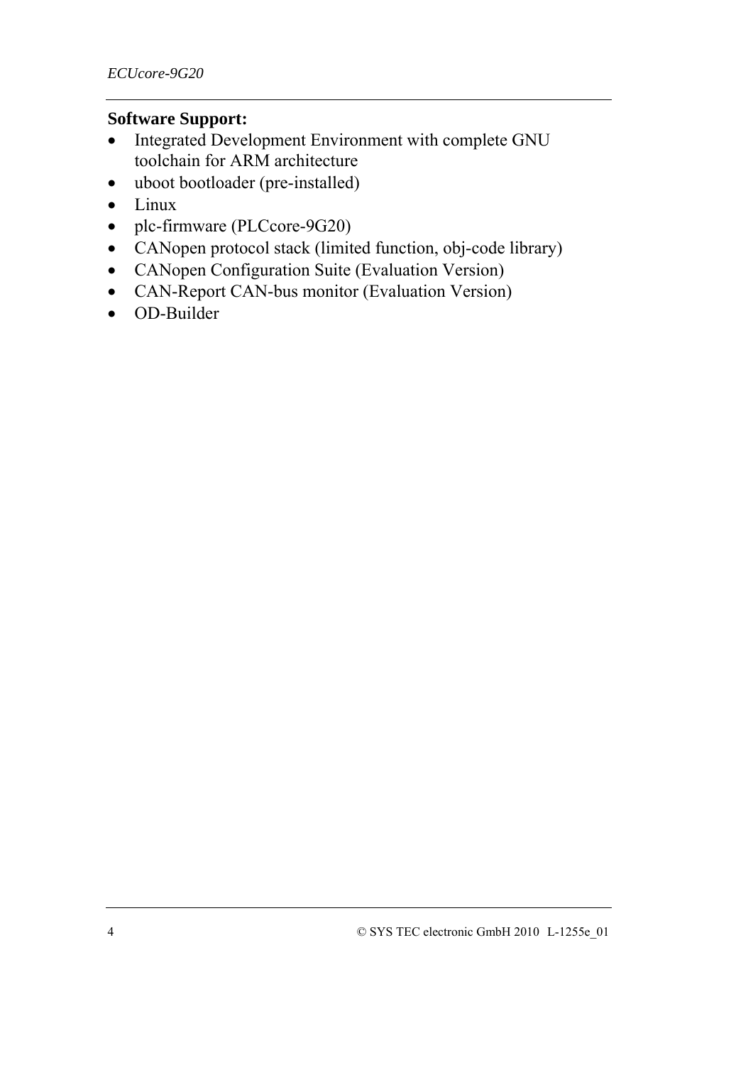**Software Support:**

- Integrated Development Environment with complete GNU toolchain for ARM architecture
- uboot bootloader (pre-installed)
- Linux
- plc-firmware (PLCcore-9G20)
- CANopen protocol stack (limited function, obj-code library)
- CANopen Configuration Suite (Evaluation Version)
- CAN-Report CAN-bus monitor (Evaluation Version)
- OD-Builder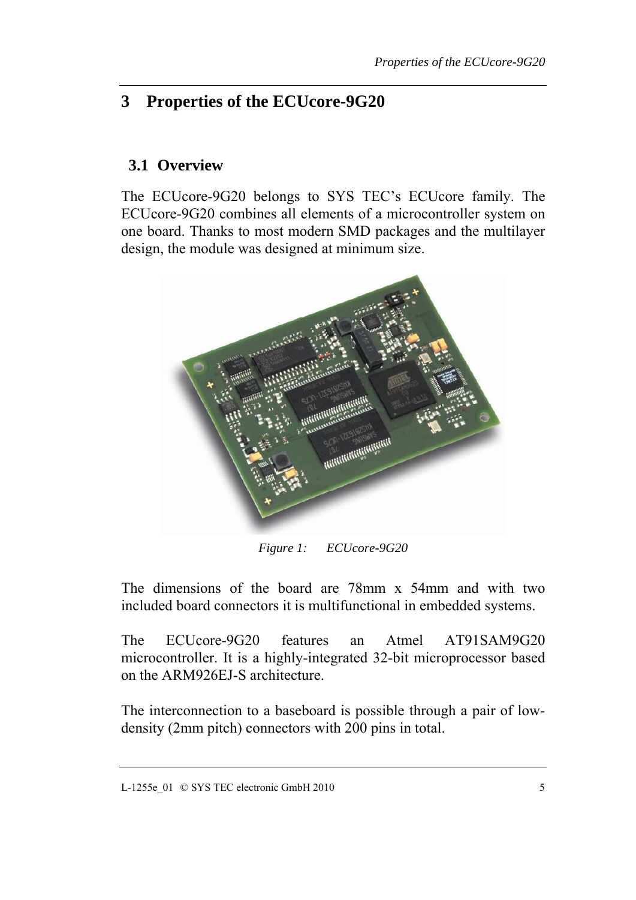# 3 Properties of the ECUcore-9G20

## 3.1 Overview

The ECUcore-9G20 belongs to SYS TEC's ECUcore family. The ECUcore-9G20 combines all elements of a microcontroller system on one board. Thanks to most modern SMD packages and the multilayer design, the module was designed at minimum size.

*Figure 1: ECUcore-9G20*

The dimensions of the board are 78mm x 54mm and with two included board connectors it is multifunctional in embedded systems.

The ECUcore-9G20 features an Atmel AT91SAM9G20 microcontroller. It is a highly-integrated 32-bit microprocessor based on the ARM926EJ-S architecture.

The interconnection to a baseboard is possible through a pair of low-density (2mm pitch) connectors with 200 pins in total.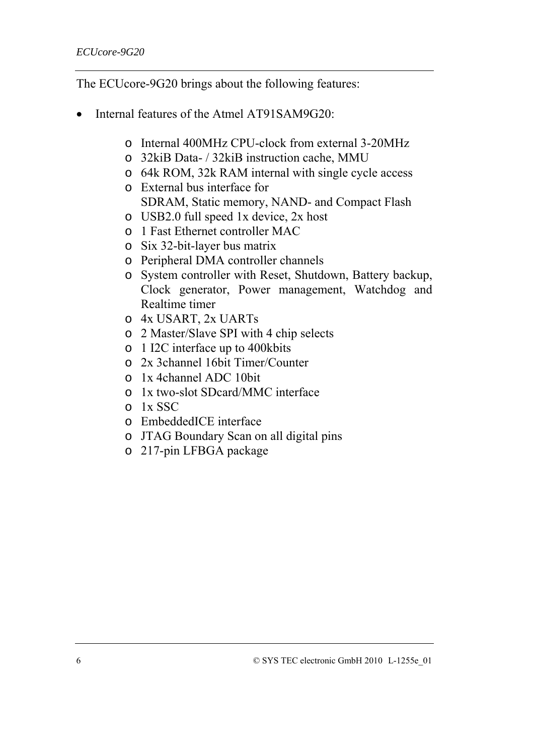The ECUcore-9G20 brings about the following features:

- Internal features of the Atmel AT91SAM9G20:
  - Internal 400MHz CPU-clock from external 3-20MHz
  - 32kiB Data- / 32kiB instruction cache, MMU
  - 64k ROM, 32k RAM internal with single cycle access
  - External bus interface for SDRAM, Static memory, NAND- and Compact Flash
  - USB2.0 full speed 1x device, 2x host
  - 1 Fast Ethernet controller MAC
  - Six 32-bit-layer bus matrix
  - Peripheral DMA controller channels
  - System controller with Reset, Shutdown, Battery backup, Clock generator, Power management, Watchdog and Realtime timer
  - 4x USART, 2x UARTs
  - 2 Master/Slave SPI with 4 chip selects
  - 1 I2C interface up to 400kbits
  - 2x 3channel 16bit Timer/Counter
  - 1x 4channel ADC 10bit
  - 1x two-slot SDcard/MMC interface
  - 1x SSC
  - EmbeddedICE interface
  - JTAG Boundary Scan on all digital pins
  - 217-pin LFBGA package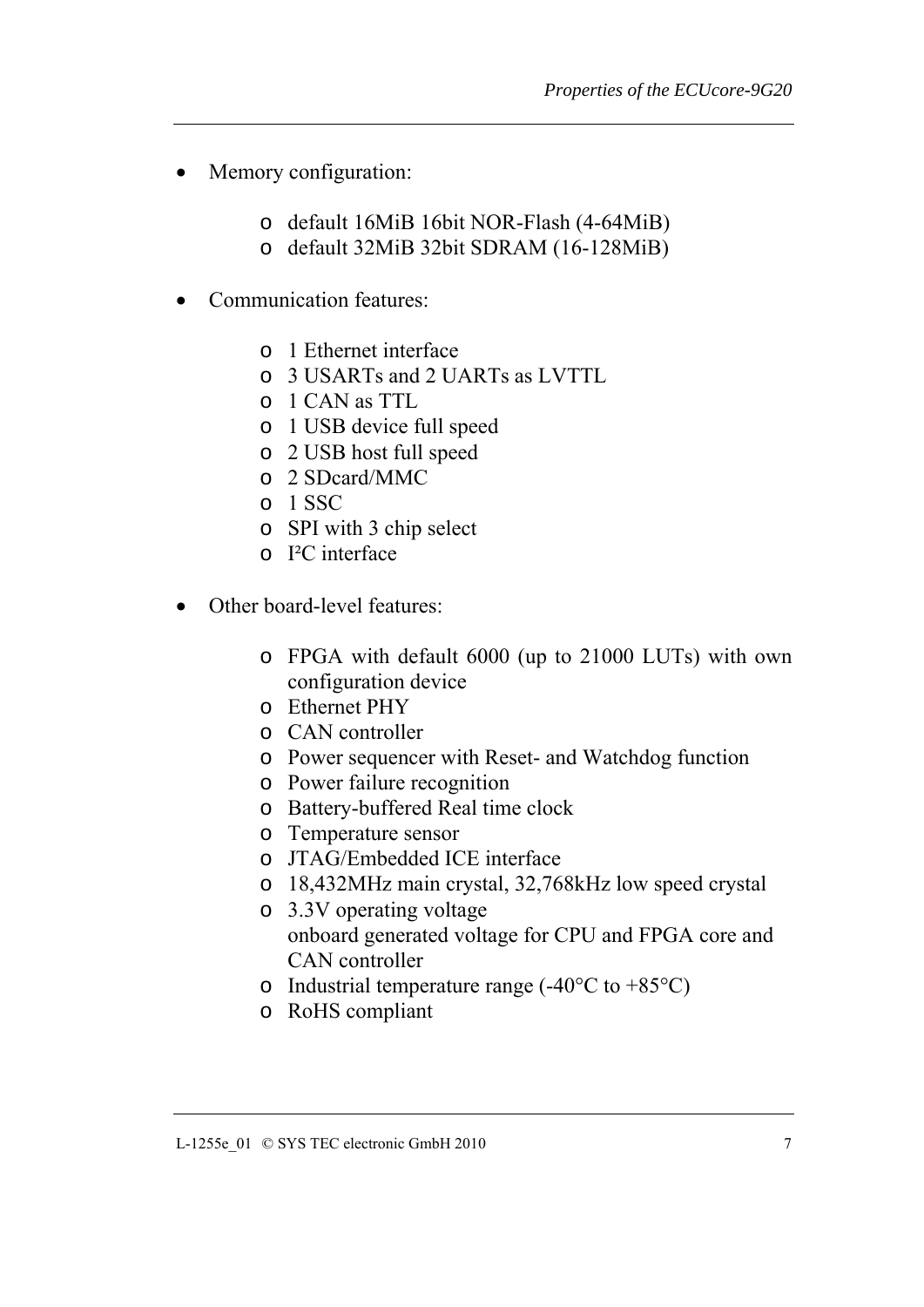- Memory configuration:

    - default 16MiB 16bit NOR-Flash (4-64MiB)
    - default 32MiB 32bit SDRAM (16-128MiB)

- Communication features:

    - 1 Ethernet interface
    - 3 USARTs and 2 UARTs as LVTTL
    - 1 CAN as TTL
    - 1 USB device full speed
    - 2 USB host full speed
    - 2 SDcard/MMC
    - 1 SSC
    - SPI with 3 chip select
    - I²C interface

- Other board-level features:

    - FPGA with default 6000 (up to 21000 LUTs) with own configuration device
    - Ethernet PHY
    - CAN controller
    - Power sequencer with Reset- and Watchdog function
    - Power failure recognition
    - Battery-buffered Real time clock
    - Temperature sensor
    - JTAG/Embedded ICE interface
    - 18,432MHz main crystal, 32,768kHz low speed crystal
    - 3.3V operating voltage  
      onboard generated voltage for CPU and FPGA core and CAN controller
    - Industrial temperature range (-40°C to +85°C)
    - RoHS compliant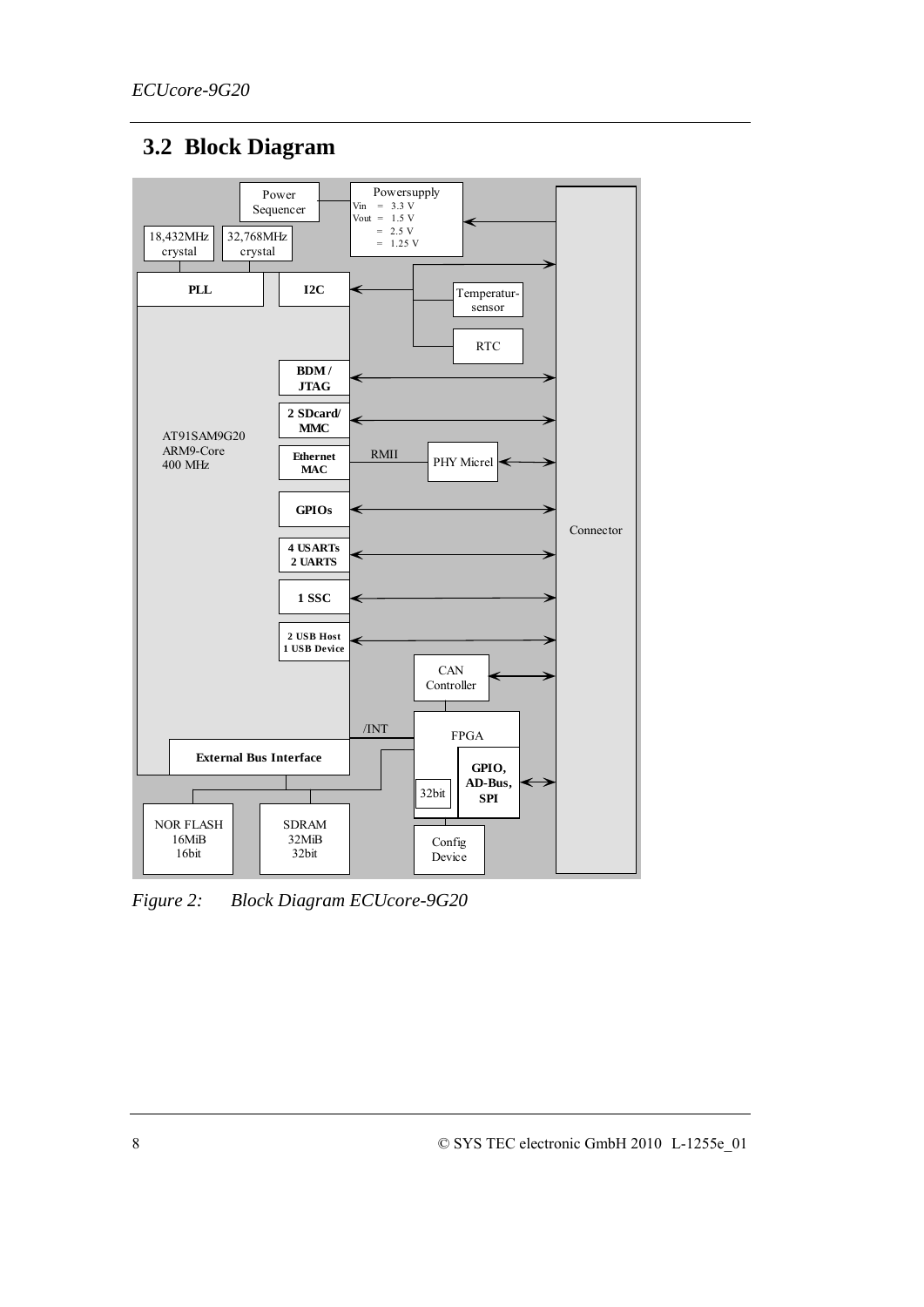## 3.2 Block Diagram

*Figure 2: Block Diagram ECUcore-9G20*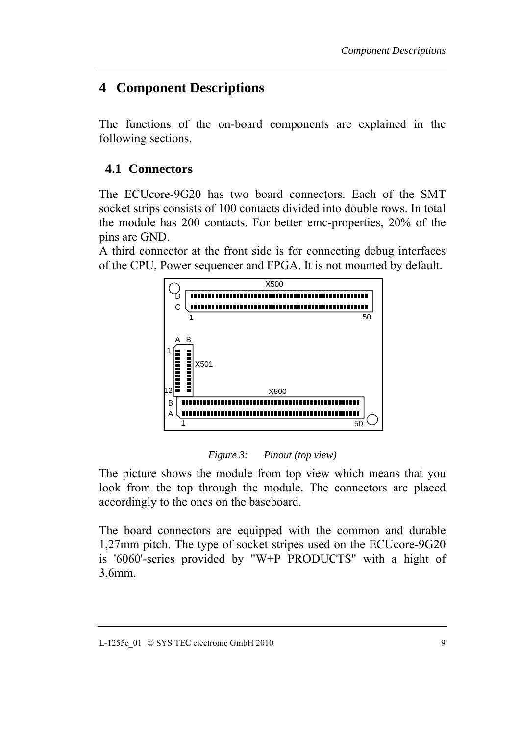# 4 Component Descriptions

The functions of the on-board components are explained in the following sections.

## 4.1 Connectors

The ECUcore-9G20 has two board connectors. Each of the SMT socket strips consists of 100 contacts divided into double rows. In total the module has 200 contacts. For better emc-properties, 20% of the pins are GND.

A third connector at the front side is for connecting debug interfaces of the CPU, Power sequencer and FPGA. It is not mounted by default.

*Figure 3: Pinout (top view)*

The picture shows the module from top view which means that you look from the top through the module. The connectors are placed accordingly to the ones on the baseboard.

The board connectors are equipped with the common and durable 1,27mm pitch. The type of socket stripes used on the ECUcore-9G20 is '6060'-series provided by "W+P PRODUCTS" with a hight of 3,6mm.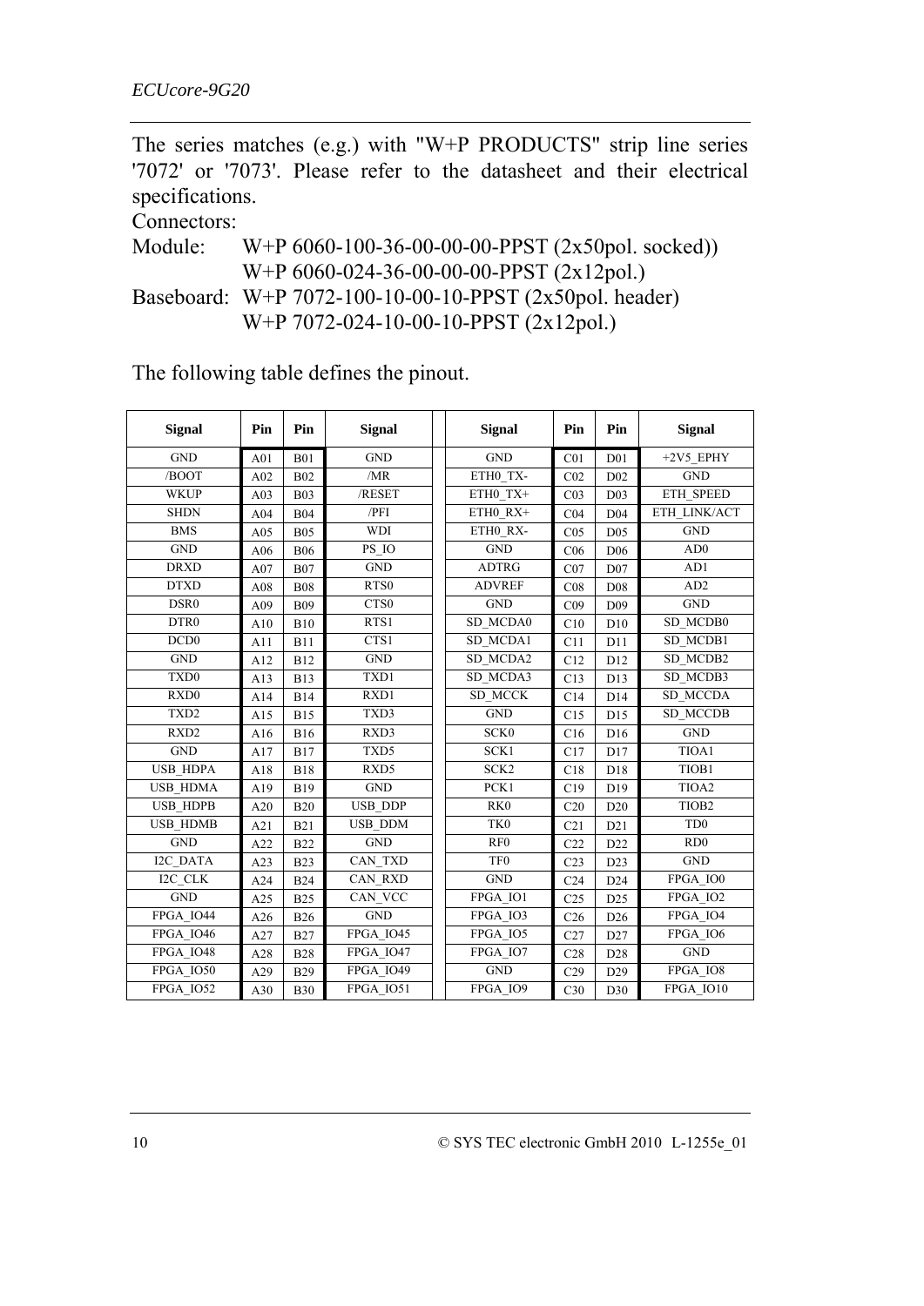The series matches (e.g.) with "W+P PRODUCTS" strip line series '7072' or '7073'. Please refer to the datasheet and their electrical specifications.

Connectors:

Module: W+P 6060-100-36-00-00-00-PPST (2x50pol. socked))
W+P 6060-024-36-00-00-00-PPST (2x12pol.)

Baseboard: W+P 7072-100-10-00-10-PPST (2x50pol. header)
W+P 7072-024-10-00-10-PPST (2x12pol.)

The following table defines the pinout.

| Signal | Pin | Pin | Signal | | Signal | Pin | Pin | Signal |
|---|---|---|---|---|---|---|---|---|
| GND | A01 | B01 | GND | | GND | C01 | D01 | +2V5_EPHY |
| /BOOT | A02 | B02 | /MR | | ETH0_TX- | C02 | D02 | GND |
| WKUP | A03 | B03 | /RESET | | ETH0_TX+ | C03 | D03 | ETH_SPEED |
| SHDN | A04 | B04 | /PFI | | ETH0_RX+ | C04 | D04 | ETH_LINK/ACT |
| BMS | A05 | B05 | WDI | | ETH0_RX- | C05 | D05 | GND |
| GND | A06 | B06 | PS_IO | | GND | C06 | D06 | AD0 |
| DRXD | A07 | B07 | GND | | ADTRG | C07 | D07 | AD1 |
| DTXD | A08 | B08 | RTS0 | | ADVREF | C08 | D08 | AD2 |
| DSR0 | A09 | B09 | CTS0 | | GND | C09 | D09 | GND |
| DTR0 | A10 | B10 | RTS1 | | SD_MCDA0 | C10 | D10 | SD_MCDB0 |
| DCD0 | A11 | B11 | CTS1 | | SD_MCDA1 | C11 | D11 | SD_MCDB1 |
| GND | A12 | B12 | GND | | SD_MCDA2 | C12 | D12 | SD_MCDB2 |
| TXD0 | A13 | B13 | TXD1 | | SD_MCDA3 | C13 | D13 | SD_MCDB3 |
| RXD0 | A14 | B14 | RXD1 | | SD_MCCK | C14 | D14 | SD_MCCDA |
| TXD2 | A15 | B15 | TXD3 | | GND | C15 | D15 | SD_MCCDB |
| RXD2 | A16 | B16 | RXD3 | | SCK0 | C16 | D16 | GND |
| GND | A17 | B17 | TXD5 | | SCK1 | C17 | D17 | TIOA1 |
| USB_HDPA | A18 | B18 | RXD5 | | SCK2 | C18 | D18 | TIOB1 |
| USB_HDMA | A19 | B19 | GND | | PCK1 | C19 | D19 | TIOA2 |
| USB_HDPB | A20 | B20 | USB_DDP | | RK0 | C20 | D20 | TIOB2 |
| USB_HDMB | A21 | B21 | USB_DDM | | TK0 | C21 | D21 | TD0 |
| GND | A22 | B22 | GND | | RF0 | C22 | D22 | RD0 |
| I2C_DATA | A23 | B23 | CAN_TXD | | TF0 | C23 | D23 | GND |
| I2C_CLK | A24 | B24 | CAN_RXD | | GND | C24 | D24 | FPGA_IO0 |
| GND | A25 | B25 | CAN_VCC | | FPGA_IO1 | C25 | D25 | FPGA_IO2 |
| FPGA_IO44 | A26 | B26 | GND | | FPGA_IO3 | C26 | D26 | FPGA_IO4 |
| FPGA_IO46 | A27 | B27 | FPGA_IO45 | | FPGA_IO5 | C27 | D27 | FPGA_IO6 |
| FPGA_IO48 | A28 | B28 | FPGA_IO47 | | FPGA_IO7 | C28 | D28 | GND |
| FPGA_IO50 | A29 | B29 | FPGA_IO49 | | GND | C29 | D29 | FPGA_IO8 |
| FPGA_IO52 | A30 | B30 | FPGA_IO51 | | FPGA_IO9 | C30 | D30 | FPGA_IO10 |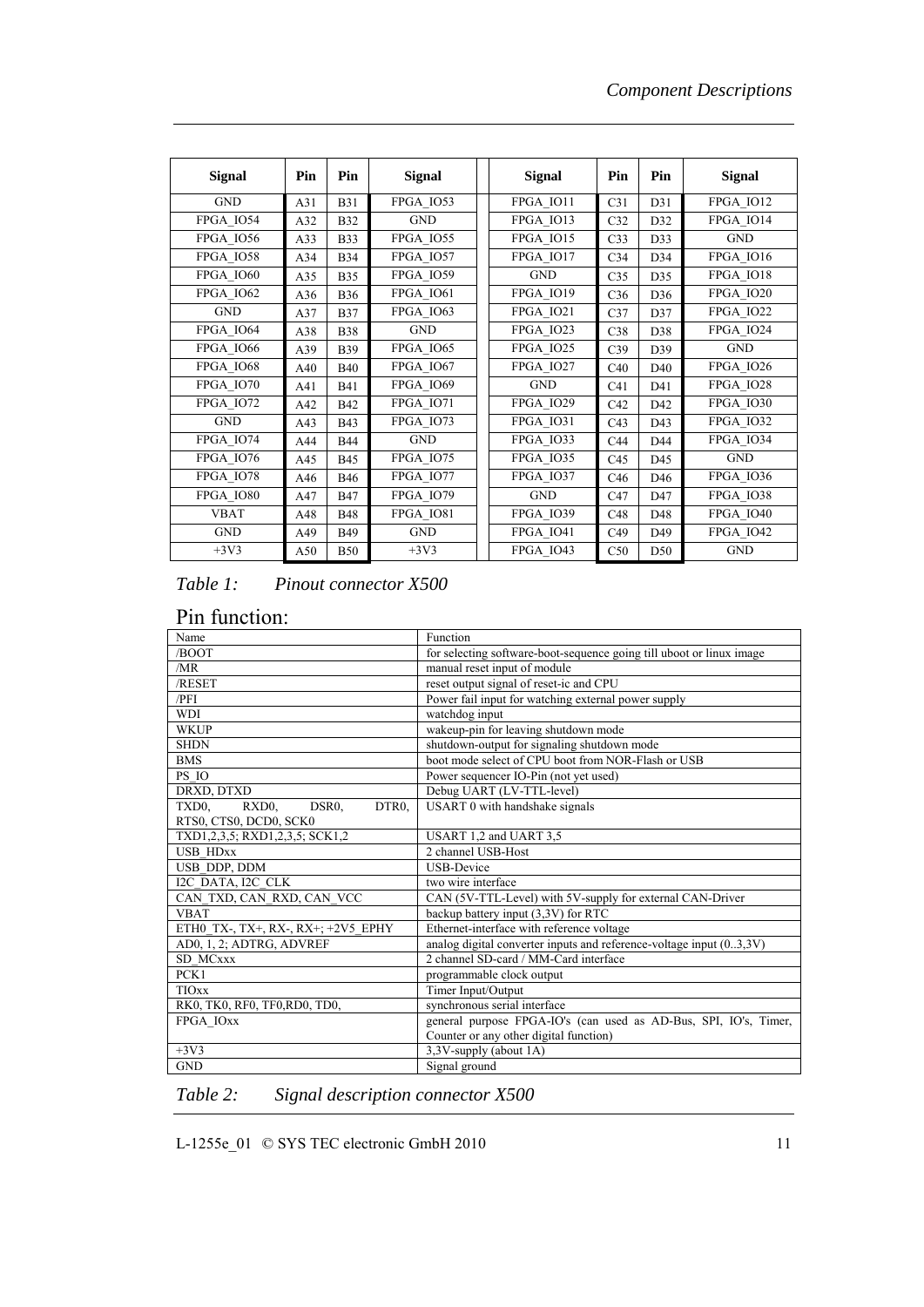| Signal | Pin | Pin | Signal | | Signal | Pin | Pin | Signal |
|---|---|---|---|---|---|---|---|---|
| GND | A31 | B31 | FPGA_IO53 | | FPGA_IO11 | C31 | D31 | FPGA_IO12 |
| FPGA_IO54 | A32 | B32 | GND | | FPGA_IO13 | C32 | D32 | FPGA_IO14 |
| FPGA_IO56 | A33 | B33 | FPGA_IO55 | | FPGA_IO15 | C33 | D33 | GND |
| FPGA_IO58 | A34 | B34 | FPGA_IO57 | | FPGA_IO17 | C34 | D34 | FPGA_IO16 |
| FPGA_IO60 | A35 | B35 | FPGA_IO59 | | GND | C35 | D35 | FPGA_IO18 |
| FPGA_IO62 | A36 | B36 | FPGA_IO61 | | FPGA_IO19 | C36 | D36 | FPGA_IO20 |
| GND | A37 | B37 | FPGA_IO63 | | FPGA_IO21 | C37 | D37 | FPGA_IO22 |
| FPGA_IO64 | A38 | B38 | GND | | FPGA_IO23 | C38 | D38 | FPGA_IO24 |
| FPGA_IO66 | A39 | B39 | FPGA_IO65 | | FPGA_IO25 | C39 | D39 | GND |
| FPGA_IO68 | A40 | B40 | FPGA_IO67 | | FPGA_IO27 | C40 | D40 | FPGA_IO26 |
| FPGA_IO70 | A41 | B41 | FPGA_IO69 | | GND | C41 | D41 | FPGA_IO28 |
| FPGA_IO72 | A42 | B42 | FPGA_IO71 | | FPGA_IO29 | C42 | D42 | FPGA_IO30 |
| GND | A43 | B43 | FPGA_IO73 | | FPGA_IO31 | C43 | D43 | FPGA_IO32 |
| FPGA_IO74 | A44 | B44 | GND | | FPGA_IO33 | C44 | D44 | FPGA_IO34 |
| FPGA_IO76 | A45 | B45 | FPGA_IO75 | | FPGA_IO35 | C45 | D45 | GND |
| FPGA_IO78 | A46 | B46 | FPGA_IO77 | | FPGA_IO37 | C46 | D46 | FPGA_IO36 |
| FPGA_IO80 | A47 | B47 | FPGA_IO79 | | GND | C47 | D47 | FPGA_IO38 |
| VBAT | A48 | B48 | FPGA_IO81 | | FPGA_IO39 | C48 | D48 | FPGA_IO40 |
| GND | A49 | B49 | GND | | FPGA_IO41 | C49 | D49 | FPGA_IO42 |
| +3V3 | A50 | B50 | +3V3 | | FPGA_IO43 | C50 | D50 | GND |

*Table 1: Pinout connector X500*

## Pin function:

| Name | Function |
|---|---|
| /BOOT | for selecting software-boot-sequence going till uboot or linux image |
| /MR | manual reset input of module |
| /RESET | reset output signal of reset-ic and CPU |
| /PFI | Power fail input for watching external power supply |
| WDI | watchdog input |
| WKUP | wakeup-pin for leaving shutdown mode |
| SHDN | shutdown-output for signaling shutdown mode |
| BMS | boot mode select of CPU boot from NOR-Flash or USB |
| PS_IO | Power sequencer IO-Pin (not yet used) |
| DRXD, DTXD | Debug UART (LV-TTL-level) |
| TXD0, RXD0, DSR0, DTR0, RTS0, CTS0, DCD0, SCK0 | USART 0 with handshake signals |
| TXD1,2,3,5; RXD1,2,3,5; SCK1,2 | USART 1,2 and UART 3,5 |
| USB_HDxx | 2 channel USB-Host |
| USB_DDP, DDM | USB-Device |
| I2C_DATA, I2C_CLK | two wire interface |
| CAN_TXD, CAN_RXD, CAN_VCC | CAN (5V-TTL-Level) with 5V-supply for external CAN-Driver |
| VBAT | backup battery input (3,3V) for RTC |
| ETH0_TX-, TX+, RX-, RX+; +2V5_EPHY | Ethernet-interface with reference voltage |
| AD0, 1, 2; ADTRG, ADVREF | analog digital converter inputs and reference-voltage input (0..3,3V) |
| SD_MCxxx | 2 channel SD-card / MM-Card interface |
| PCK1 | programmable clock output |
| TIOxx | Timer Input/Output |
| RK0, TK0, RF0, TF0,RD0, TD0, | synchronous serial interface |
| FPGA_IOxx | general purpose FPGA-IO's (can used as AD-Bus, SPI, IO's, Timer, Counter or any other digital function) |
| +3V3 | 3,3V-supply (about 1A) |
| GND | Signal ground |

*Table 2: Signal description connector X500*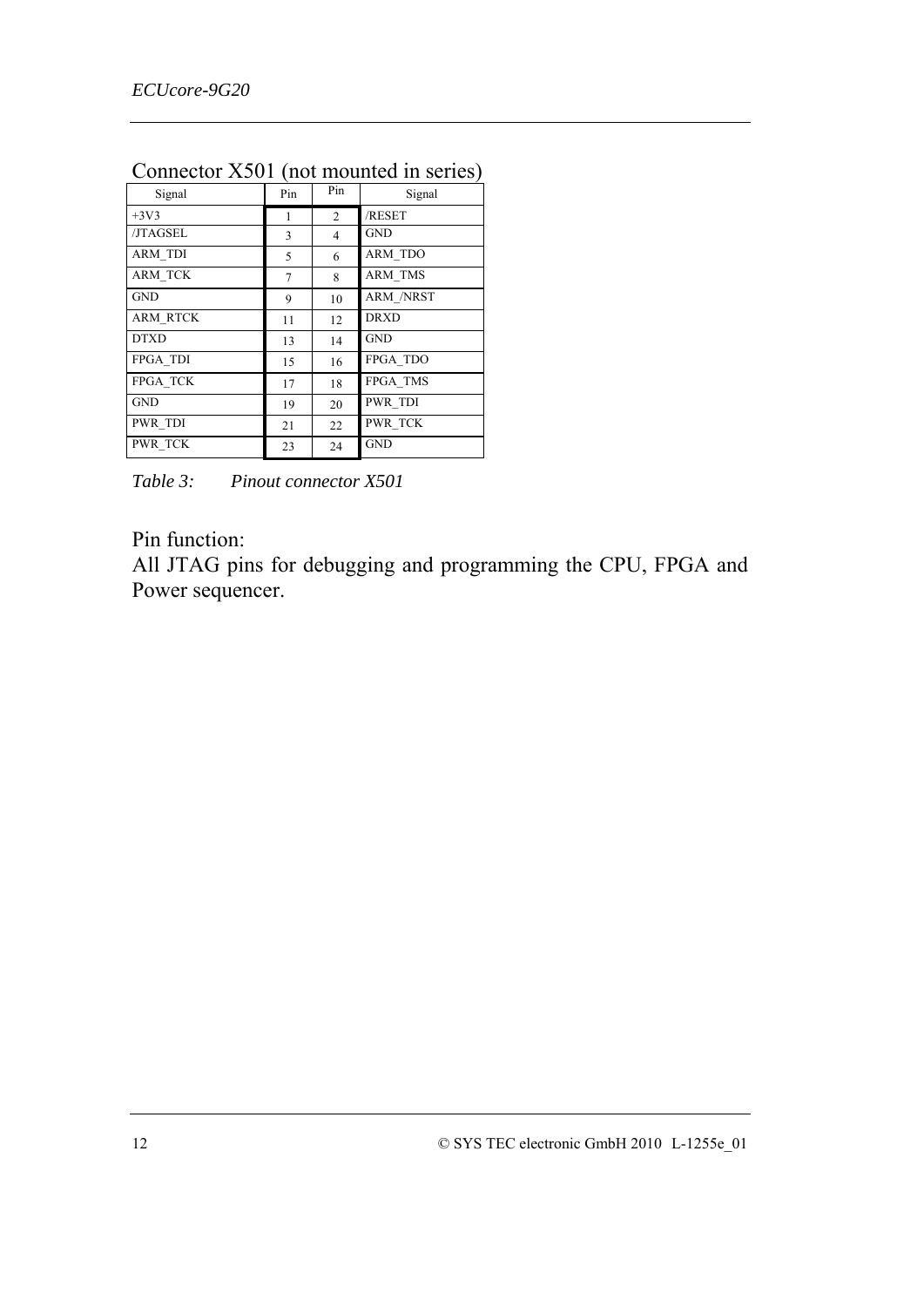## Connector X501 (not mounted in series)

| Signal | Pin | Pin | Signal |
|---|---|---|---|
| +3V3 | 1 | 2 | /RESET |
| /JTAGSEL | 3 | 4 | GND |
| ARM_TDI | 5 | 6 | ARM_TDO |
| ARM_TCK | 7 | 8 | ARM_TMS |
| GND | 9 | 10 | ARM_/NRST |
| ARM_RTCK | 11 | 12 | DRXD |
| DTXD | 13 | 14 | GND |
| FPGA_TDI | 15 | 16 | FPGA_TDO |
| FPGA_TCK | 17 | 18 | FPGA_TMS |
| GND | 19 | 20 | PWR_TDI |
| PWR_TDI | 21 | 22 | PWR_TCK |
| PWR_TCK | 23 | 24 | GND |

*Table 3: Pinout connector X501*

Pin function:
All JTAG pins for debugging and programming the CPU, FPGA and Power sequencer.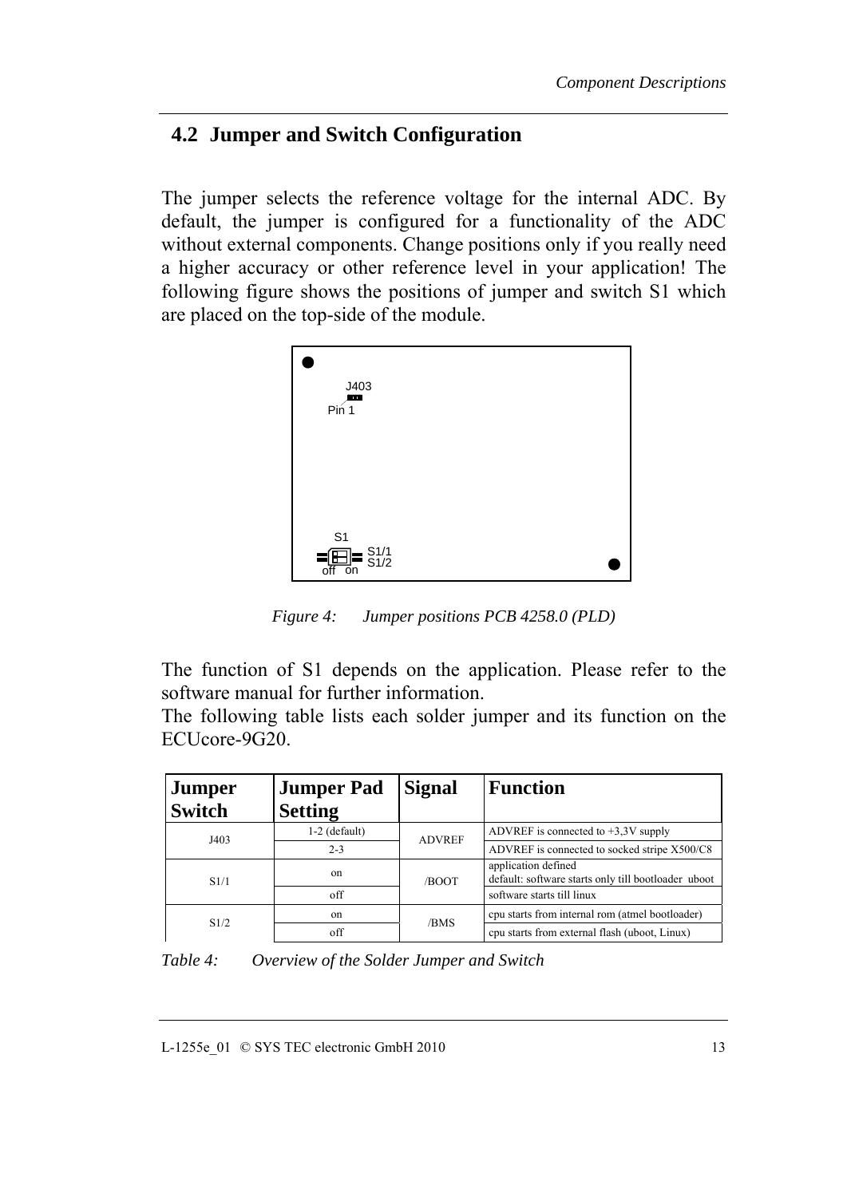## 4.2 Jumper and Switch Configuration

The jumper selects the reference voltage for the internal ADC. By default, the jumper is configured for a functionality of the ADC without external components. Change positions only if you really need a higher accuracy or other reference level in your application! The following figure shows the positions of jumper and switch S1 which are placed on the top-side of the module.

J403

Pin 1

S1

S1/1
S1/2

off on

*Figure 4: Jumper positions PCB 4258.0 (PLD)*

The function of S1 depends on the application. Please refer to the software manual for further information.
The following table lists each solder jumper and its function on the ECUcore-9G20.

| Jumper Switch | Jumper Pad Setting | Signal | Function |
|---|---|---|---|
| J403 | 1-2 (default) | ADVREF | ADVREF is connected to +3,3V supply |
| | 2-3 | | ADVREF is connected to socked stripe X500/C8 |
| S1/1 | on | /BOOT | application defined<br>default: software starts only till bootloader uboot |
| | off | | software starts till linux |
| S1/2 | on | /BMS | cpu starts from internal rom (atmel bootloader) |
| | off | | cpu starts from external flash (uboot, Linux) |

*Table 4: Overview of the Solder Jumper and Switch*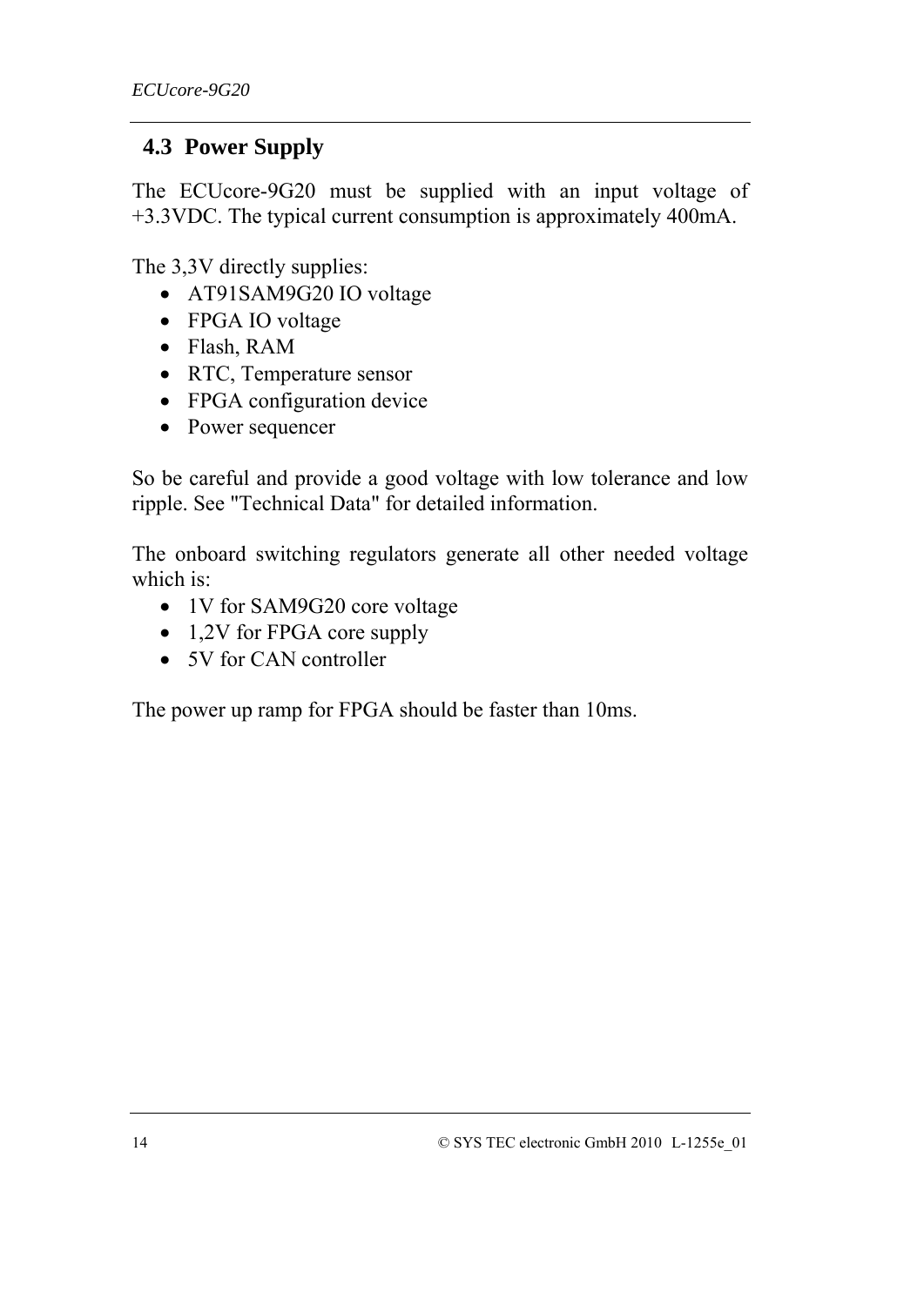## 4.3 Power Supply

The ECUcore-9G20 must be supplied with an input voltage of +3.3VDC. The typical current consumption is approximately 400mA.

The 3,3V directly supplies:

- AT91SAM9G20 IO voltage
- FPGA IO voltage
- Flash, RAM
- RTC, Temperature sensor
- FPGA configuration device
- Power sequencer

So be careful and provide a good voltage with low tolerance and low ripple. See "Technical Data" for detailed information.

The onboard switching regulators generate all other needed voltage which is:

- 1V for SAM9G20 core voltage
- 1,2V for FPGA core supply
- 5V for CAN controller

The power up ramp for FPGA should be faster than 10ms.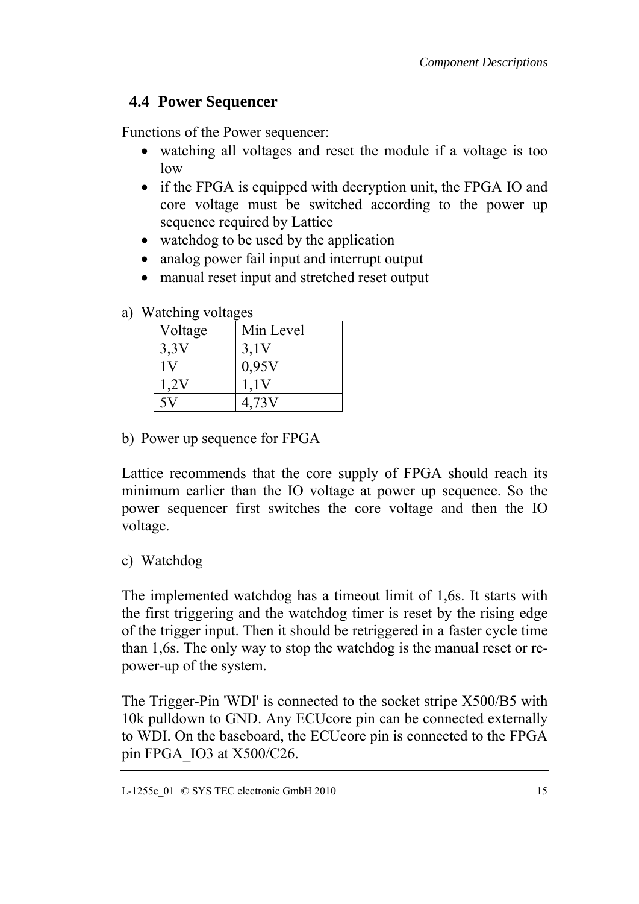## 4.4 Power Sequencer

Functions of the Power sequencer:

- watching all voltages and reset the module if a voltage is too low
- if the FPGA is equipped with decryption unit, the FPGA IO and core voltage must be switched according to the power up sequence required by Lattice
- watchdog to be used by the application
- analog power fail input and interrupt output
- manual reset input and stretched reset output

a) Watching voltages

| Voltage | Min Level |
|---|---|
| 3,3V | 3,1V |
| 1V | 0,95V |
| 1,2V | 1,1V |
| 5V | 4,73V |

b) Power up sequence for FPGA

Lattice recommends that the core supply of FPGA should reach its minimum earlier than the IO voltage at power up sequence. So the power sequencer first switches the core voltage and then the IO voltage.

c) Watchdog

The implemented watchdog has a timeout limit of 1,6s. It starts with the first triggering and the watchdog timer is reset by the rising edge of the trigger input. Then it should be retriggered in a faster cycle time than 1,6s. The only way to stop the watchdog is the manual reset or re-power-up of the system.

The Trigger-Pin 'WDI' is connected to the socket stripe X500/B5 with 10k pulldown to GND. Any ECUcore pin can be connected externally to WDI. On the baseboard, the ECUcore pin is connected to the FPGA pin FPGA_IO3 at X500/C26.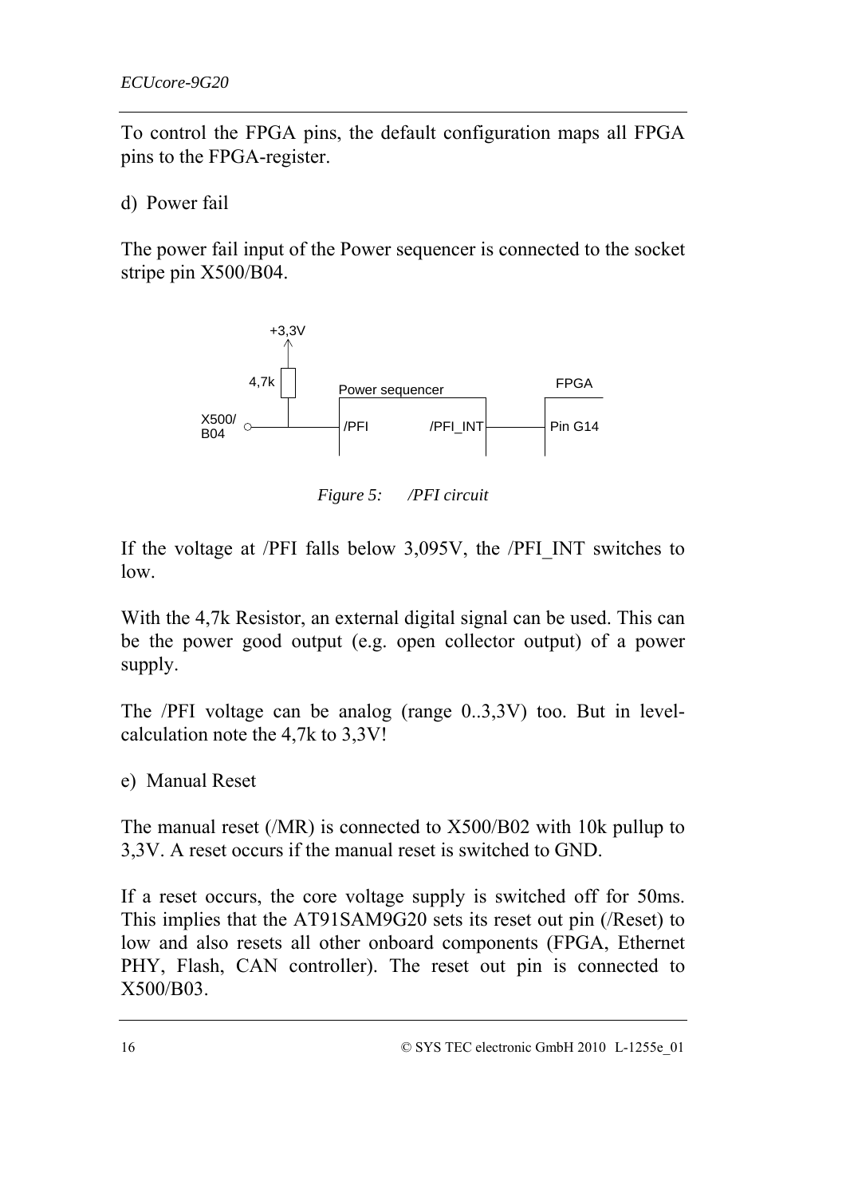To control the FPGA pins, the default configuration maps all FPGA pins to the FPGA-register.

d) Power fail

The power fail input of the Power sequencer is connected to the socket stripe pin X500/B04.

*Figure 5: /PFI circuit*

If the voltage at /PFI falls below 3,095V, the /PFI_INT switches to low.

With the 4,7k Resistor, an external digital signal can be used. This can be the power good output (e.g. open collector output) of a power supply.

The /PFI voltage can be analog (range 0..3,3V) too. But in level-calculation note the 4,7k to 3,3V!

e) Manual Reset

The manual reset (/MR) is connected to X500/B02 with 10k pullup to 3,3V. A reset occurs if the manual reset is switched to GND.

If a reset occurs, the core voltage supply is switched off for 50ms. This implies that the AT91SAM9G20 sets its reset out pin (/Reset) to low and also resets all other onboard components (FPGA, Ethernet PHY, Flash, CAN controller). The reset out pin is connected to X500/B03.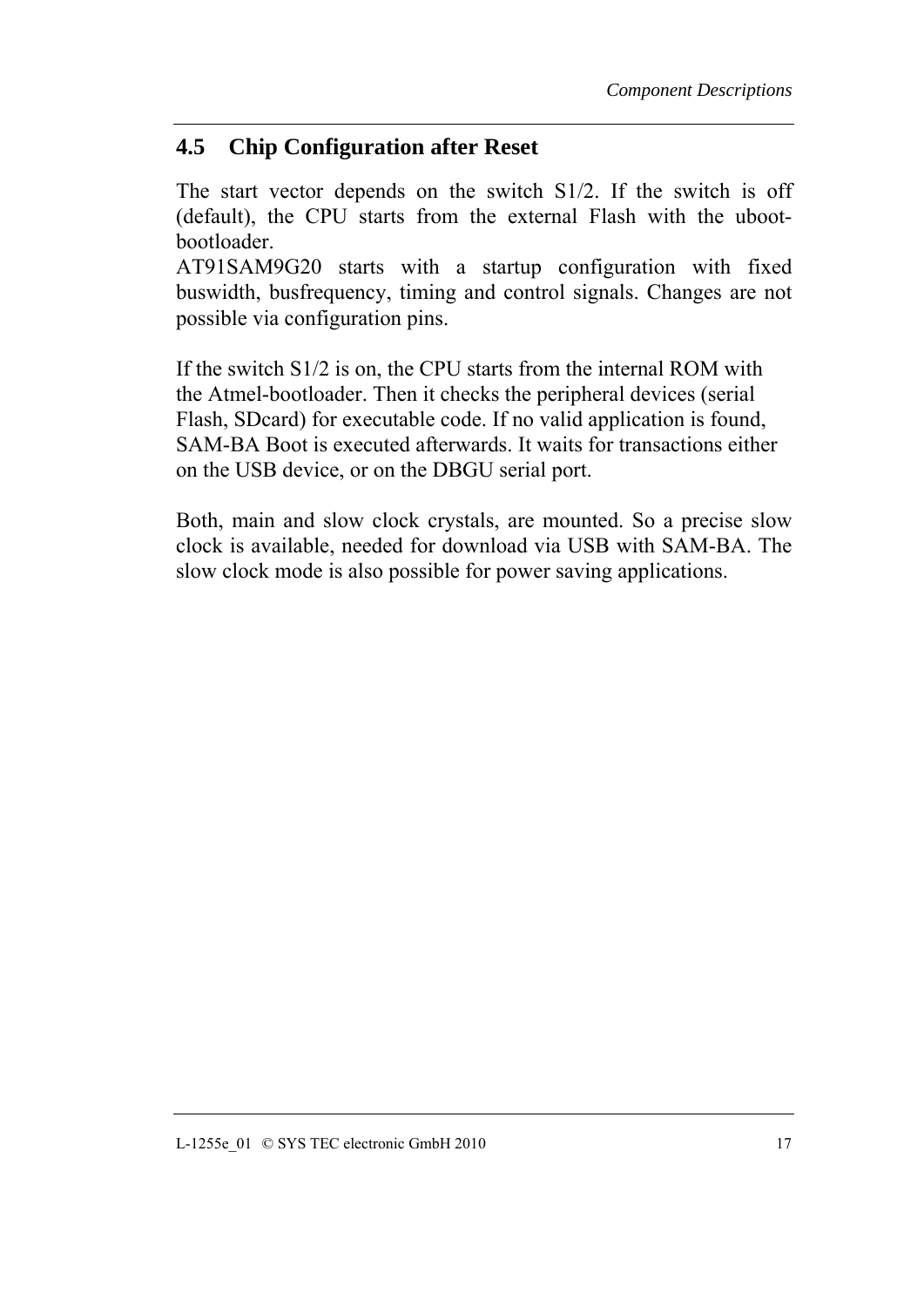## 4.5 Chip Configuration after Reset

The start vector depends on the switch S1/2. If the switch is off (default), the CPU starts from the external Flash with the uboot-bootloader.
AT91SAM9G20 starts with a startup configuration with fixed buswidth, busfrequency, timing and control signals. Changes are not possible via configuration pins.

If the switch S1/2 is on, the CPU starts from the internal ROM with the Atmel-bootloader. Then it checks the peripheral devices (serial Flash, SDcard) for executable code. If no valid application is found, SAM-BA Boot is executed afterwards. It waits for transactions either on the USB device, or on the DBGU serial port.

Both, main and slow clock crystals, are mounted. So a precise slow clock is available, needed for download via USB with SAM-BA. The slow clock mode is also possible for power saving applications.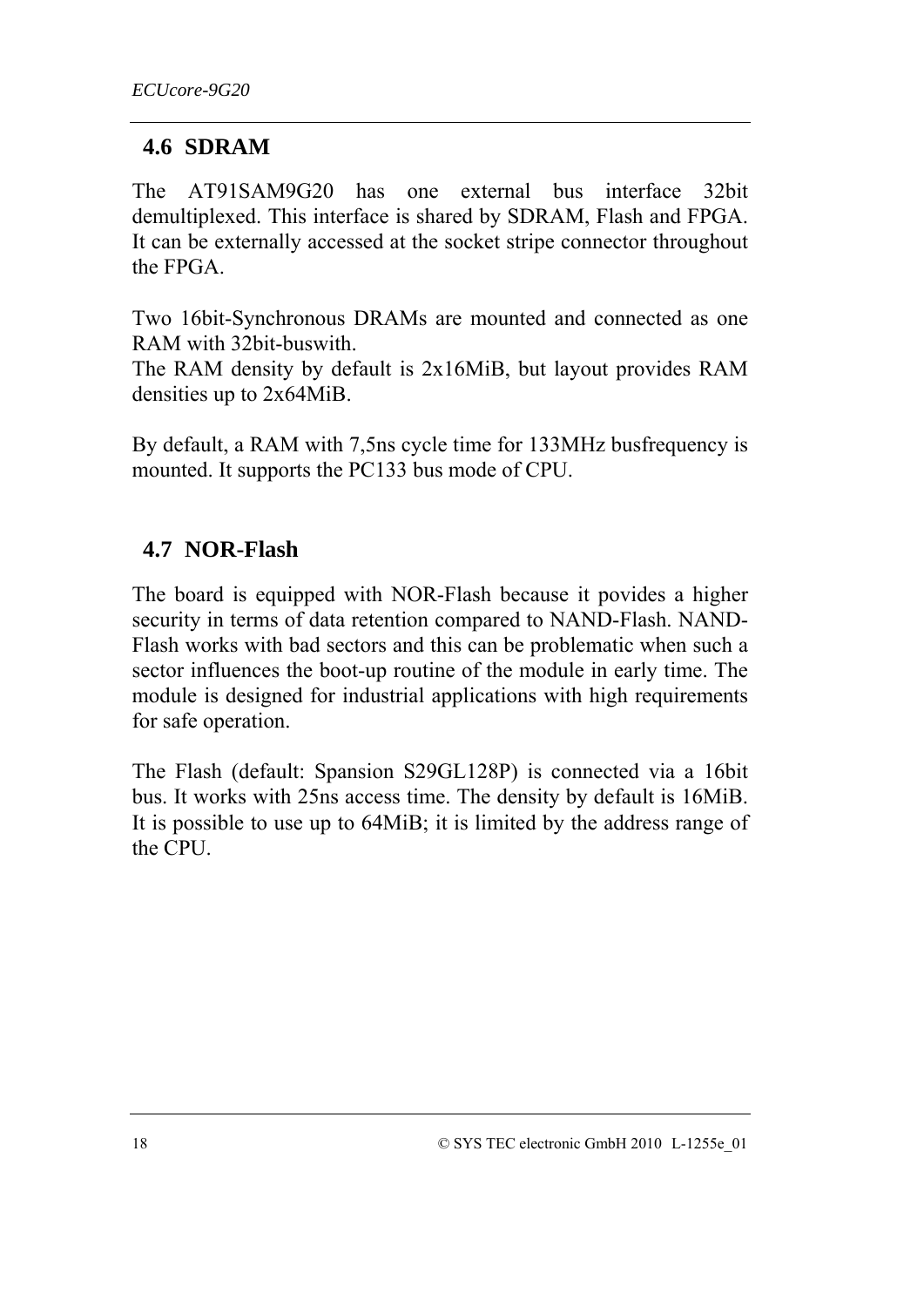## 4.6 SDRAM

The AT91SAM9G20 has one external bus interface 32bit demultiplexed. This interface is shared by SDRAM, Flash and FPGA. It can be externally accessed at the socket stripe connector throughout the FPGA.

Two 16bit-Synchronous DRAMs are mounted and connected as one RAM with 32bit-buswith.
The RAM density by default is 2x16MiB, but layout provides RAM densities up to 2x64MiB.

By default, a RAM with 7,5ns cycle time for 133MHz busfrequency is mounted. It supports the PC133 bus mode of CPU.

## 4.7 NOR-Flash

The board is equipped with NOR-Flash because it povides a higher security in terms of data retention compared to NAND-Flash. NAND-Flash works with bad sectors and this can be problematic when such a sector influences the boot-up routine of the module in early time. The module is designed for industrial applications with high requirements for safe operation.

The Flash (default: Spansion S29GL128P) is connected via a 16bit bus. It works with 25ns access time. The density by default is 16MiB. It is possible to use up to 64MiB; it is limited by the address range of the CPU.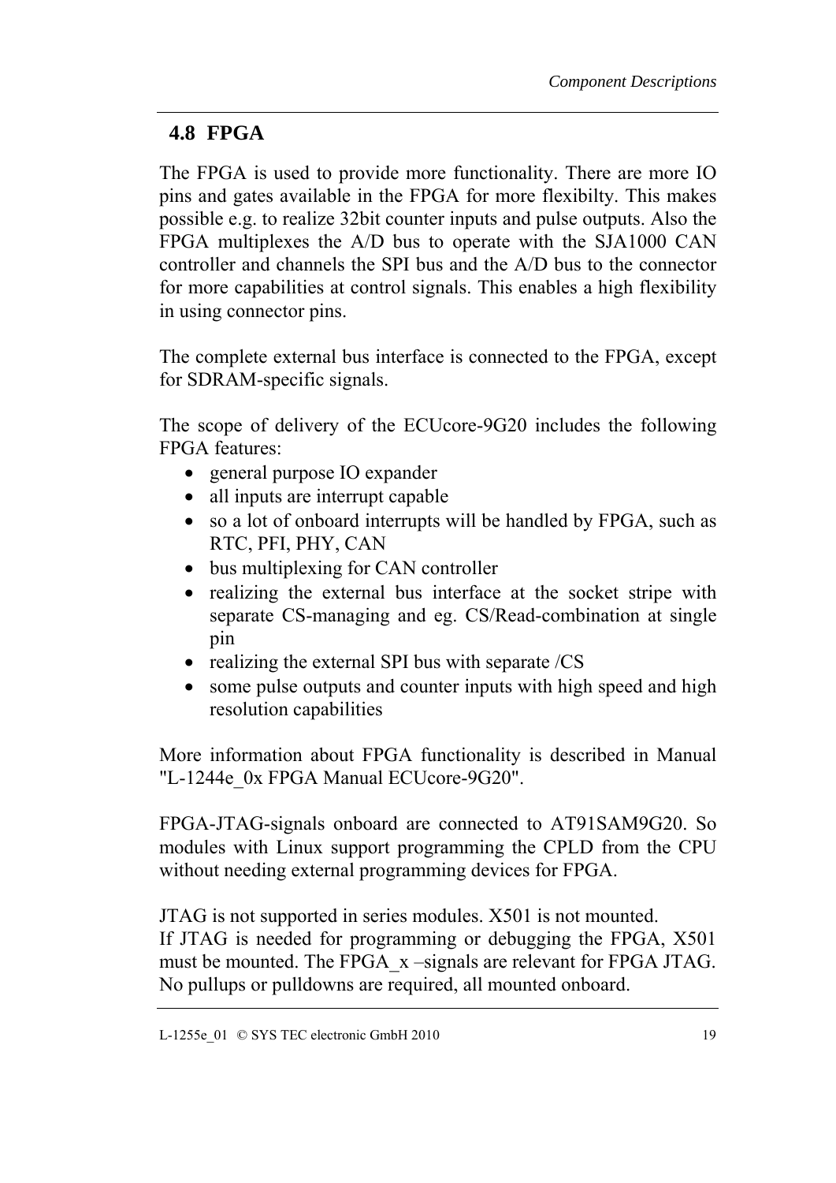## 4.8 FPGA

The FPGA is used to provide more functionality. There are more IO pins and gates available in the FPGA for more flexibilty. This makes possible e.g. to realize 32bit counter inputs and pulse outputs. Also the FPGA multiplexes the A/D bus to operate with the SJA1000 CAN controller and channels the SPI bus and the A/D bus to the connector for more capabilities at control signals. This enables a high flexibility in using connector pins.

The complete external bus interface is connected to the FPGA, except for SDRAM-specific signals.

The scope of delivery of the ECUcore-9G20 includes the following FPGA features:

- general purpose IO expander
- all inputs are interrupt capable
- so a lot of onboard interrupts will be handled by FPGA, such as RTC, PFI, PHY, CAN
- bus multiplexing for CAN controller
- realizing the external bus interface at the socket stripe with separate CS-managing and eg. CS/Read-combination at single pin
- realizing the external SPI bus with separate /CS
- some pulse outputs and counter inputs with high speed and high resolution capabilities

More information about FPGA functionality is described in Manual "L-1244e_0x FPGA Manual ECUcore-9G20".

FPGA-JTAG-signals onboard are connected to AT91SAM9G20. So modules with Linux support programming the CPLD from the CPU without needing external programming devices for FPGA.

JTAG is not supported in series modules. X501 is not mounted.
If JTAG is needed for programming or debugging the FPGA, X501 must be mounted. The FPGA_x –signals are relevant for FPGA JTAG. No pullups or pulldowns are required, all mounted onboard.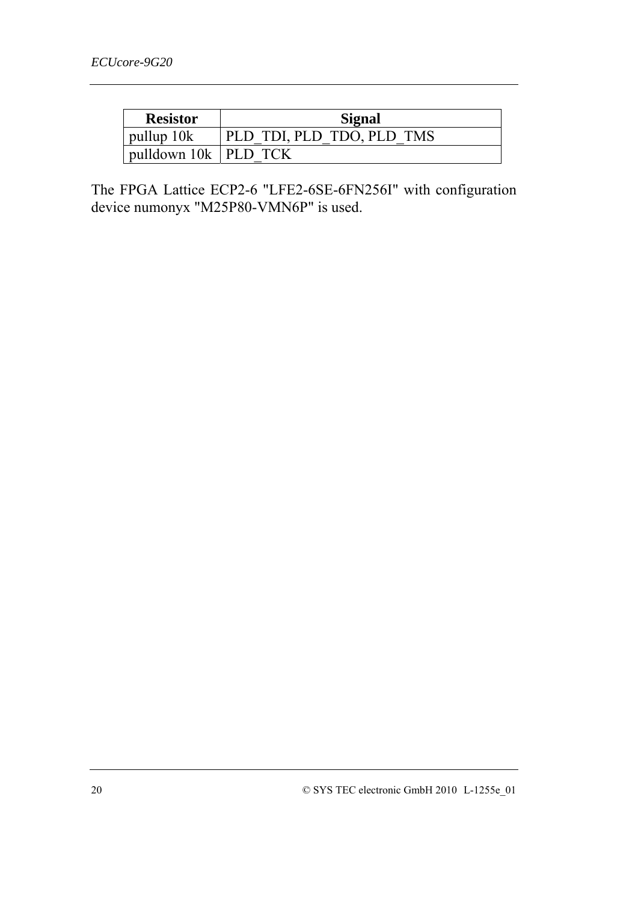| Resistor | Signal |
|---|---|
| pullup 10k | PLD_TDI, PLD_TDO, PLD_TMS |
| pulldown 10k | PLD_TCK |

The FPGA Lattice ECP2-6 "LFE2-6SE-6FN256I" with configuration device numonyx "M25P80-VMN6P" is used.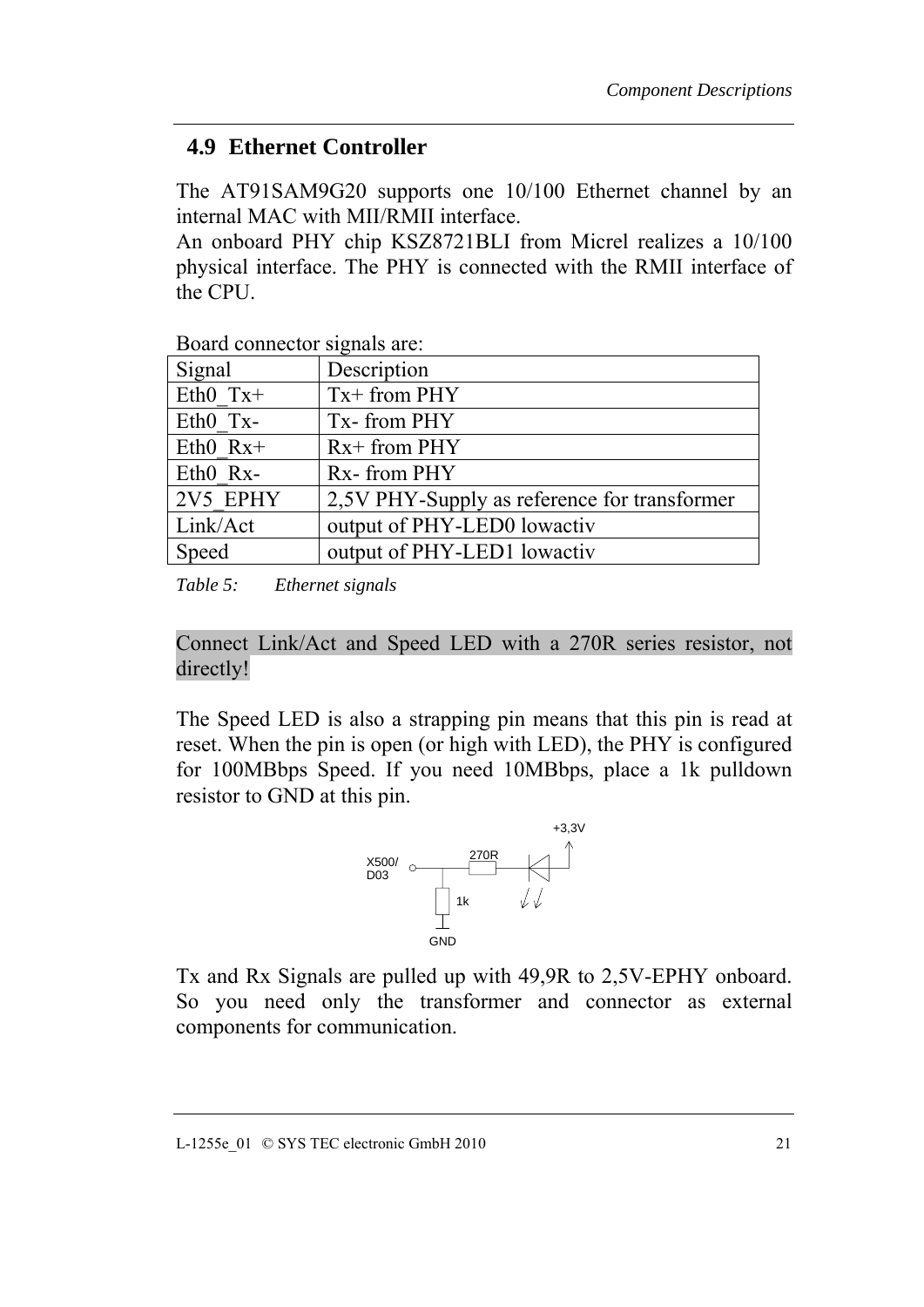## 4.9 Ethernet Controller

The AT91SAM9G20 supports one 10/100 Ethernet channel by an internal MAC with MII/RMII interface.
An onboard PHY chip KSZ8721BLI from Micrel realizes a 10/100 physical interface. The PHY is connected with the RMII interface of the CPU.

Board connector signals are:

| Signal | Description |
|---|---|
| Eth0_Tx+ | Tx+ from PHY |
| Eth0_Tx- | Tx- from PHY |
| Eth0_Rx+ | Rx+ from PHY |
| Eth0_Rx- | Rx- from PHY |
| 2V5_EPHY | 2,5V PHY-Supply as reference for transformer |
| Link/Act | output of PHY-LED0 lowactiv |
| Speed | output of PHY-LED1 lowactiv |

*Table 5: Ethernet signals*

Connect Link/Act and Speed LED with a 270R series resistor, not directly!

The Speed LED is also a strapping pin means that this pin is read at reset. When the pin is open (or high with LED), the PHY is configured for 100MBbps Speed. If you need 10MBbps, place a 1k pulldown resistor to GND at this pin.

+3,3V
X500/
D03
270R
1k
GND

Tx and Rx Signals are pulled up with 49,9R to 2,5V-EPHY onboard. So you need only the transformer and connector as external components for communication.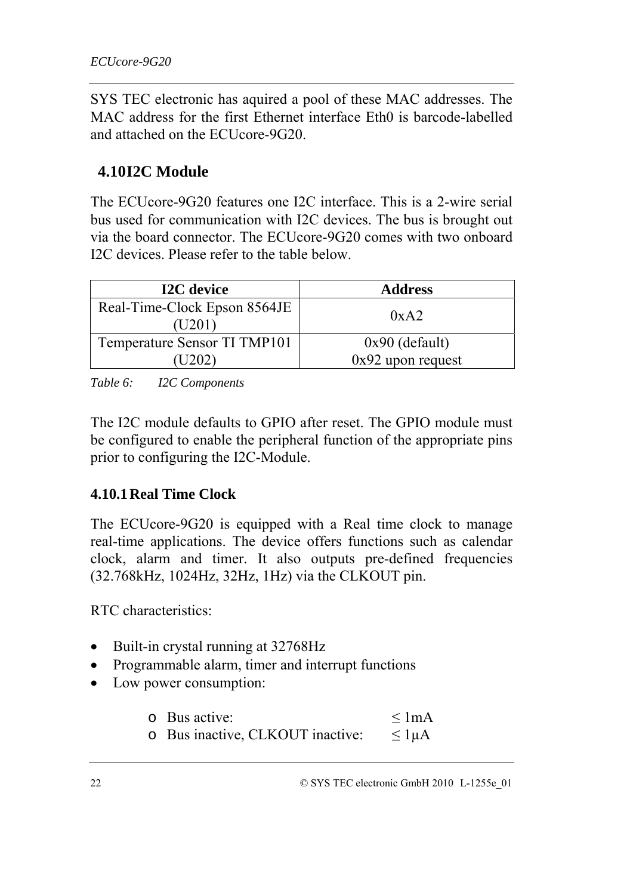SYS TEC electronic has aquired a pool of these MAC addresses. The MAC address for the first Ethernet interface Eth0 is barcode-labelled and attached on the ECUcore-9G20.

## 4.10 I2C Module

The ECUcore-9G20 features one I2C interface. This is a 2-wire serial bus used for communication with I2C devices. The bus is brought out via the board connector. The ECUcore-9G20 comes with two onboard I2C devices. Please refer to the table below.

| I2C device | Address |
|---|---|
| Real-Time-Clock Epson 8564JE (U201) | 0xA2 |
| Temperature Sensor TI TMP101 (U202) | 0x90 (default)<br>0x92 upon request |

*Table 6: I2C Components*

The I2C module defaults to GPIO after reset. The GPIO module must be configured to enable the peripheral function of the appropriate pins prior to configuring the I2C-Module.

### 4.10.1 Real Time Clock

The ECUcore-9G20 is equipped with a Real time clock to manage real-time applications. The device offers functions such as calendar clock, alarm and timer. It also outputs pre-defined frequencies (32.768kHz, 1024Hz, 32Hz, 1Hz) via the CLKOUT pin.

RTC characteristics:

- Built-in crystal running at 32768Hz
- Programmable alarm, timer and interrupt functions
- Low power consumption:
  - Bus active: ≤ 1mA
  - Bus inactive, CLKOUT inactive: ≤ 1µA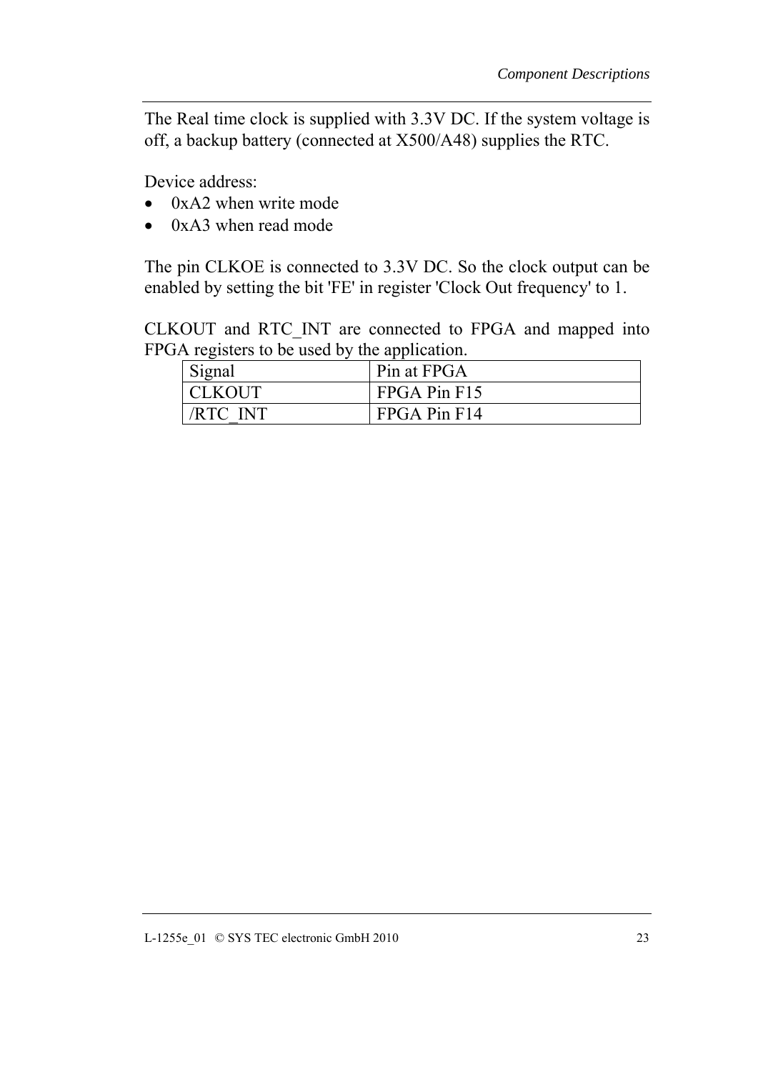The Real time clock is supplied with 3.3V DC. If the system voltage is off, a backup battery (connected at X500/A48) supplies the RTC.

Device address:

- 0xA2 when write mode
- 0xA3 when read mode

The pin CLKOE is connected to 3.3V DC. So the clock output can be enabled by setting the bit 'FE' in register 'Clock Out frequency' to 1.

CLKOUT and RTC_INT are connected to FPGA and mapped into FPGA registers to be used by the application.

| Signal | Pin at FPGA |
|---|---|
| CLKOUT | FPGA Pin F15 |
| /RTC_INT | FPGA Pin F14 |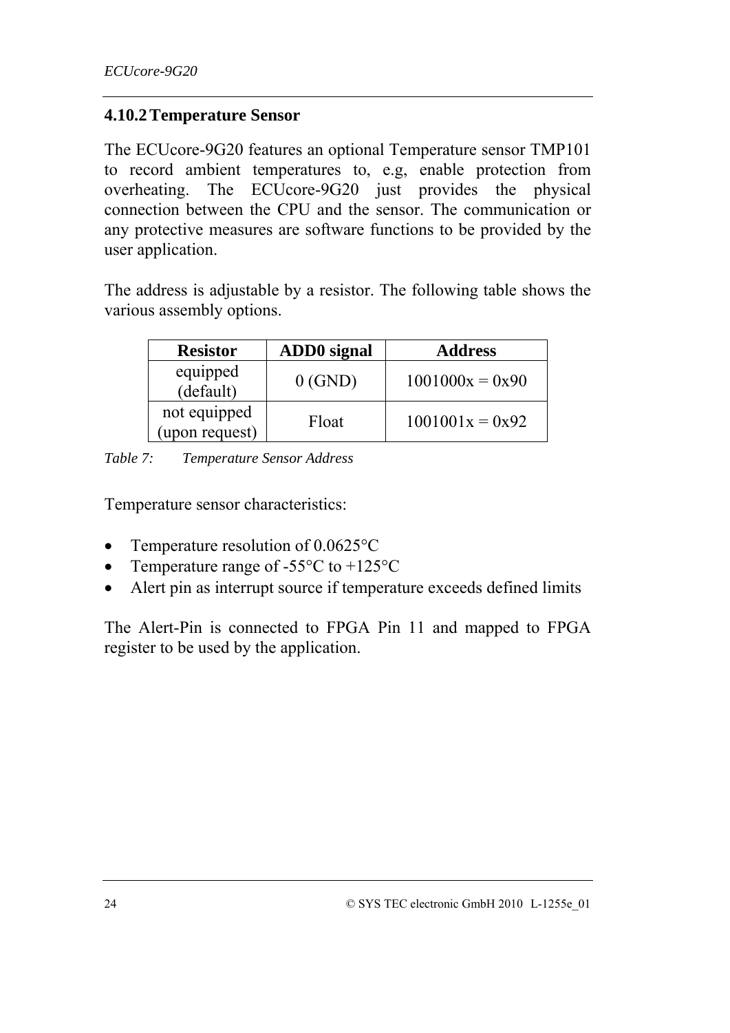### 4.10.2 Temperature Sensor

The ECUcore-9G20 features an optional Temperature sensor TMP101 to record ambient temperatures to, e.g, enable protection from overheating. The ECUcore-9G20 just provides the physical connection between the CPU and the sensor. The communication or any protective measures are software functions to be provided by the user application.

The address is adjustable by a resistor. The following table shows the various assembly options.

| Resistor | ADD0 signal | Address |
| --- | --- | --- |
| equipped (default) | 0 (GND) | 1001000x = 0x90 |
| not equipped (upon request) | Float | 1001001x = 0x92 |

*Table 7: Temperature Sensor Address*

Temperature sensor characteristics:

- Temperature resolution of 0.0625°C
- Temperature range of -55°C to +125°C
- Alert pin as interrupt source if temperature exceeds defined limits

The Alert-Pin is connected to FPGA Pin 11 and mapped to FPGA register to be used by the application.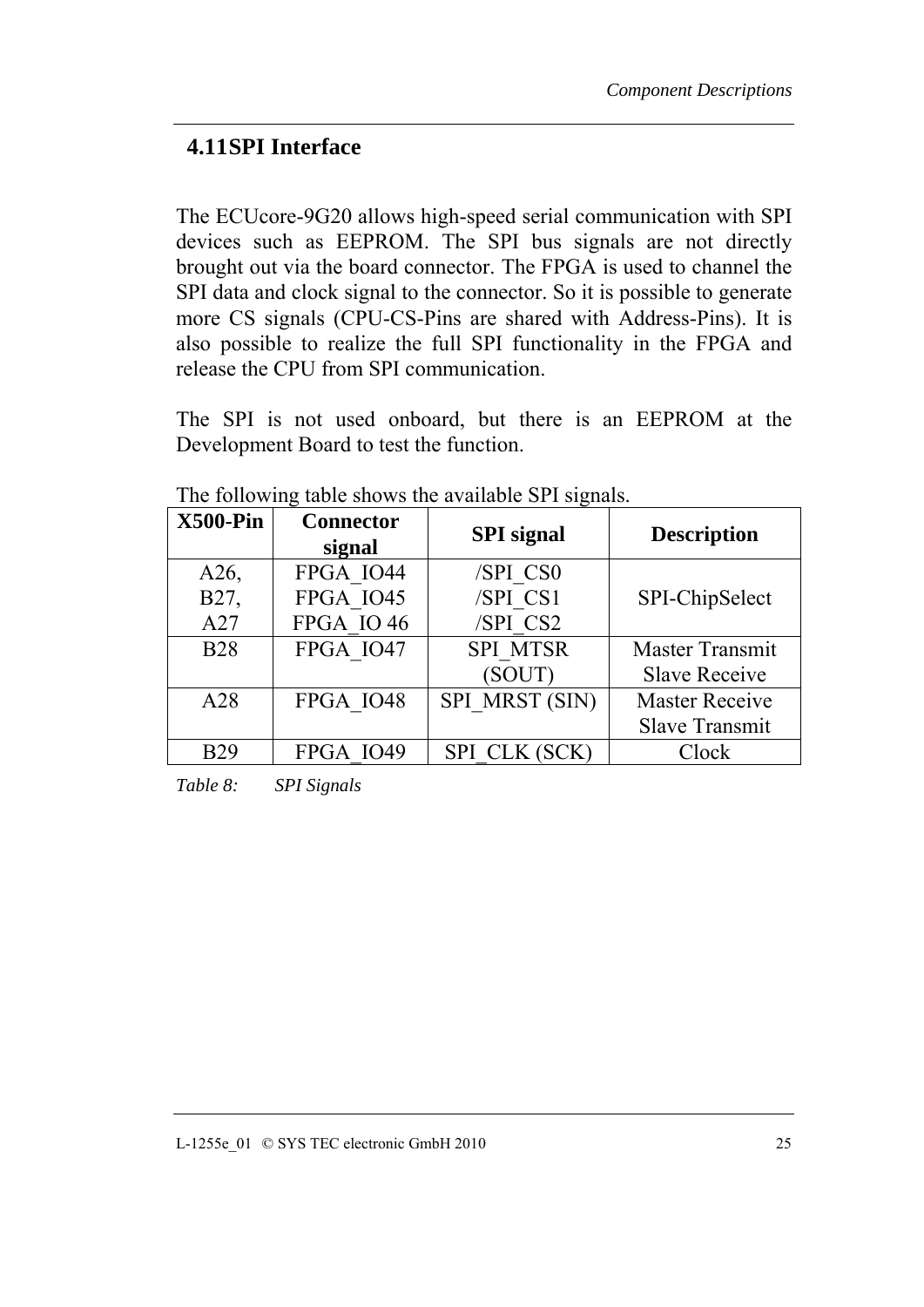## 4.11 SPI Interface

The ECUcore-9G20 allows high-speed serial communication with SPI devices such as EEPROM. The SPI bus signals are not directly brought out via the board connector. The FPGA is used to channel the SPI data and clock signal to the connector. So it is possible to generate more CS signals (CPU-CS-Pins are shared with Address-Pins). It is also possible to realize the full SPI functionality in the FPGA and release the CPU from SPI communication.

The SPI is not used onboard, but there is an EEPROM at the Development Board to test the function.

The following table shows the available SPI signals.

| X500-Pin | Connector signal | SPI signal | Description |
|---|---|---|---|
| A26, B27, A27 | FPGA_IO44 FPGA_IO45 FPGA_IO 46 | /SPI_CS0 /SPI_CS1 /SPI_CS2 | SPI-ChipSelect |
| B28 | FPGA_IO47 | SPI_MTSR (SOUT) | Master Transmit Slave Receive |
| A28 | FPGA_IO48 | SPI_MRST (SIN) | Master Receive Slave Transmit |
| B29 | FPGA_IO49 | SPI_CLK (SCK) | Clock |

*Table 8: SPI Signals*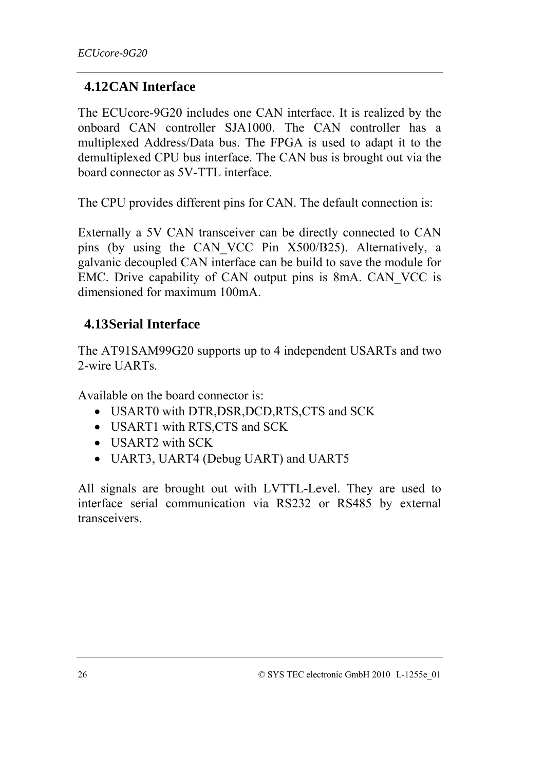## 4.12 CAN Interface

The ECUcore-9G20 includes one CAN interface. It is realized by the onboard CAN controller SJA1000. The CAN controller has a multiplexed Address/Data bus. The FPGA is used to adapt it to the demultiplexed CPU bus interface. The CAN bus is brought out via the board connector as 5V-TTL interface.

The CPU provides different pins for CAN. The default connection is:

Externally a 5V CAN transceiver can be directly connected to CAN pins (by using the CAN_VCC Pin X500/B25). Alternatively, a galvanic decoupled CAN interface can be build to save the module for EMC. Drive capability of CAN output pins is 8mA. CAN_VCC is dimensioned for maximum 100mA.

## 4.13 Serial Interface

The AT91SAM99G20 supports up to 4 independent USARTs and two 2-wire UARTs.

Available on the board connector is:

- USART0 with DTR,DSR,DCD,RTS,CTS and SCK
- USART1 with RTS,CTS and SCK
- USART2 with SCK
- UART3, UART4 (Debug UART) and UART5

All signals are brought out with LVTTL-Level. They are used to interface serial communication via RS232 or RS485 by external transceivers.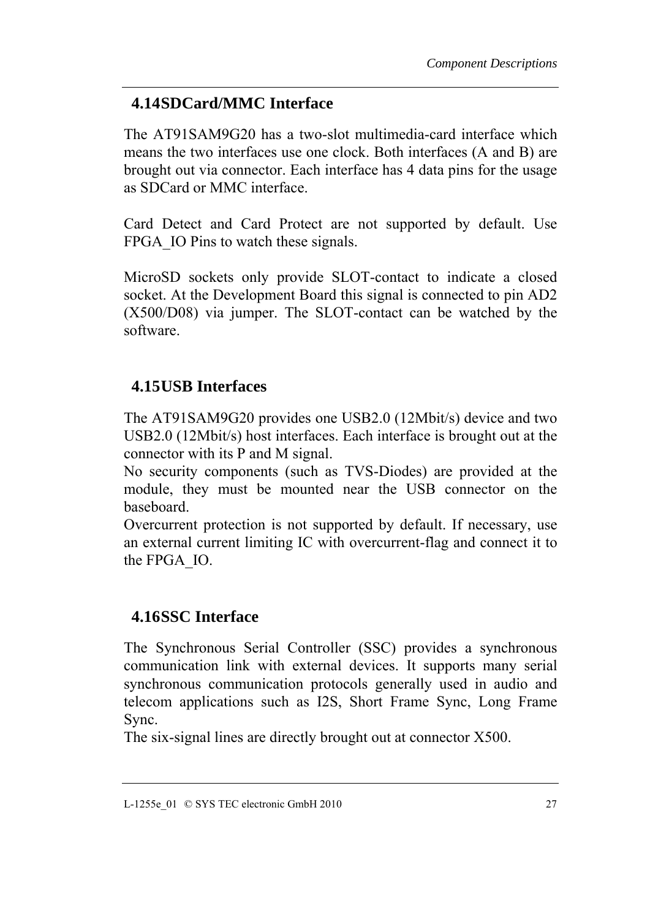## 4.14 SDCard/MMC Interface

The AT91SAM9G20 has a two-slot multimedia-card interface which means the two interfaces use one clock. Both interfaces (A and B) are brought out via connector. Each interface has 4 data pins for the usage as SDCard or MMC interface.

Card Detect and Card Protect are not supported by default. Use FPGA_IO Pins to watch these signals.

MicroSD sockets only provide SLOT-contact to indicate a closed socket. At the Development Board this signal is connected to pin AD2 (X500/D08) via jumper. The SLOT-contact can be watched by the software.

## 4.15 USB Interfaces

The AT91SAM9G20 provides one USB2.0 (12Mbit/s) device and two USB2.0 (12Mbit/s) host interfaces. Each interface is brought out at the connector with its P and M signal.
No security components (such as TVS-Diodes) are provided at the module, they must be mounted near the USB connector on the baseboard.
Overcurrent protection is not supported by default. If necessary, use an external current limiting IC with overcurrent-flag and connect it to the FPGA_IO.

## 4.16 SSC Interface

The Synchronous Serial Controller (SSC) provides a synchronous communication link with external devices. It supports many serial synchronous communication protocols generally used in audio and telecom applications such as I2S, Short Frame Sync, Long Frame Sync.
The six-signal lines are directly brought out at connector X500.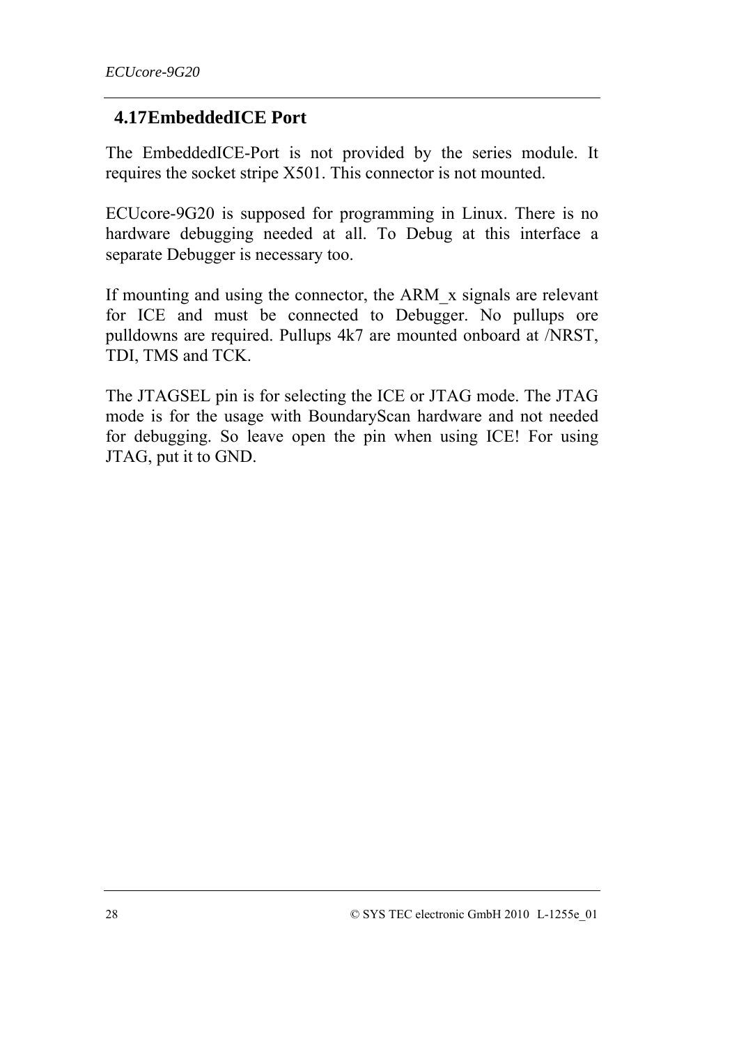## 4.17 EmbeddedICE Port

The EmbeddedICE-Port is not provided by the series module. It requires the socket stripe X501. This connector is not mounted.

ECUcore-9G20 is supposed for programming in Linux. There is no hardware debugging needed at all. To Debug at this interface a separate Debugger is necessary too.

If mounting and using the connector, the ARM_x signals are relevant for ICE and must be connected to Debugger. No pullups ore pulldowns are required. Pullups 4k7 are mounted onboard at /NRST, TDI, TMS and TCK.

The JTAGSEL pin is for selecting the ICE or JTAG mode. The JTAG mode is for the usage with BoundaryScan hardware and not needed for debugging. So leave open the pin when using ICE! For using JTAG, put it to GND.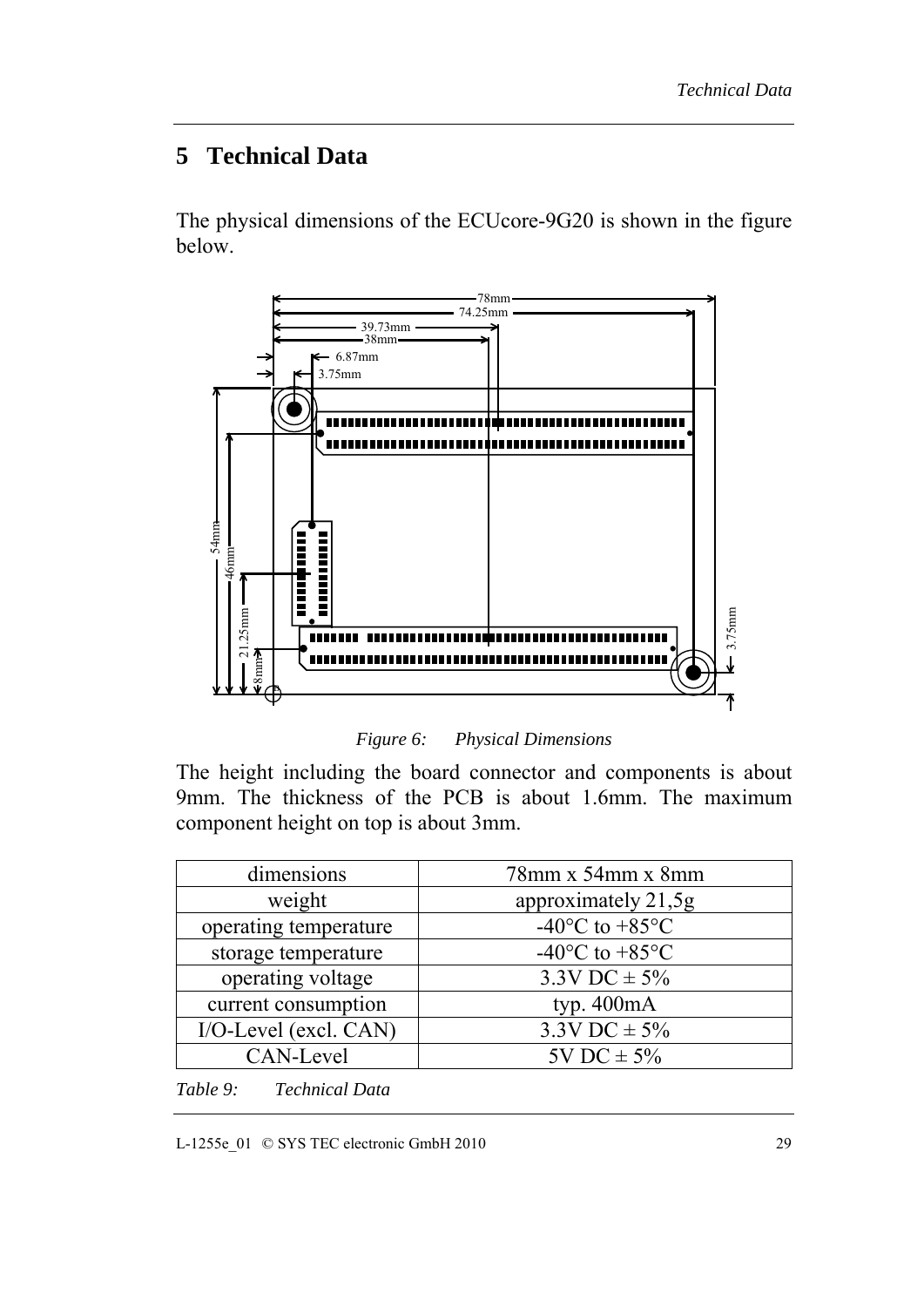# 5 Technical Data

The physical dimensions of the ECUcore-9G20 is shown in the figure below.

*Figure 6: Physical Dimensions*

The height including the board connector and components is about 9mm. The thickness of the PCB is about 1.6mm. The maximum component height on top is about 3mm.

| dimensions | 78mm x 54mm x 8mm |
|---|---|
| weight | approximately 21,5g |
| operating temperature | -40°C to +85°C |
| storage temperature | -40°C to +85°C |
| operating voltage | 3.3V DC ± 5% |
| current consumption | typ. 400mA |
| I/O-Level (excl. CAN) | 3.3V DC ± 5% |
| CAN-Level | 5V DC ± 5% |

*Table 9: Technical Data*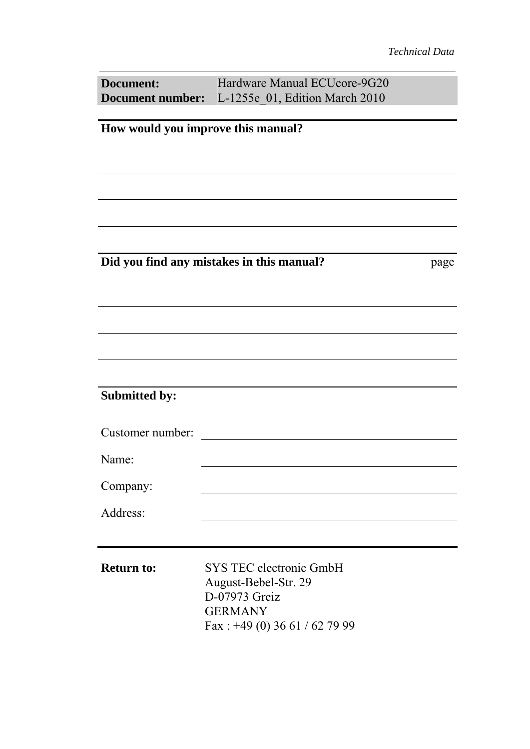| | |
|---|---|
| **Document:** | Hardware Manual ECUcore-9G20 |
| **Document number:** | L-1255e_01, Edition March 2010 |

**How would you improve this manual?**

**Did you find any mistakes in this manual?** page

**Submitted by:**

Customer number:

Name:

Company:

Address:

**Return to:** SYS TEC electronic GmbH
August-Bebel-Str. 29
D-07973 Greiz
GERMANY
Fax : +49 (0) 36 61 / 62 79 99